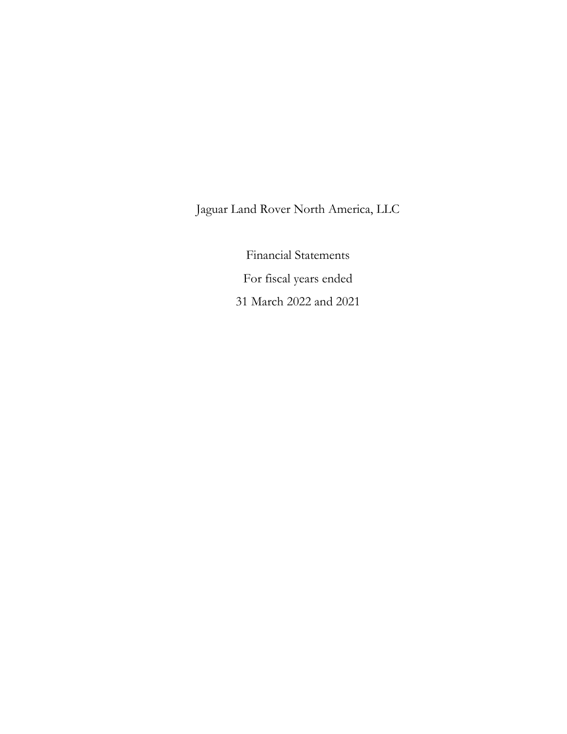# Jaguar Land Rover North America, LLC

Financial Statements

For fiscal years ended

31 March 2022 and 2021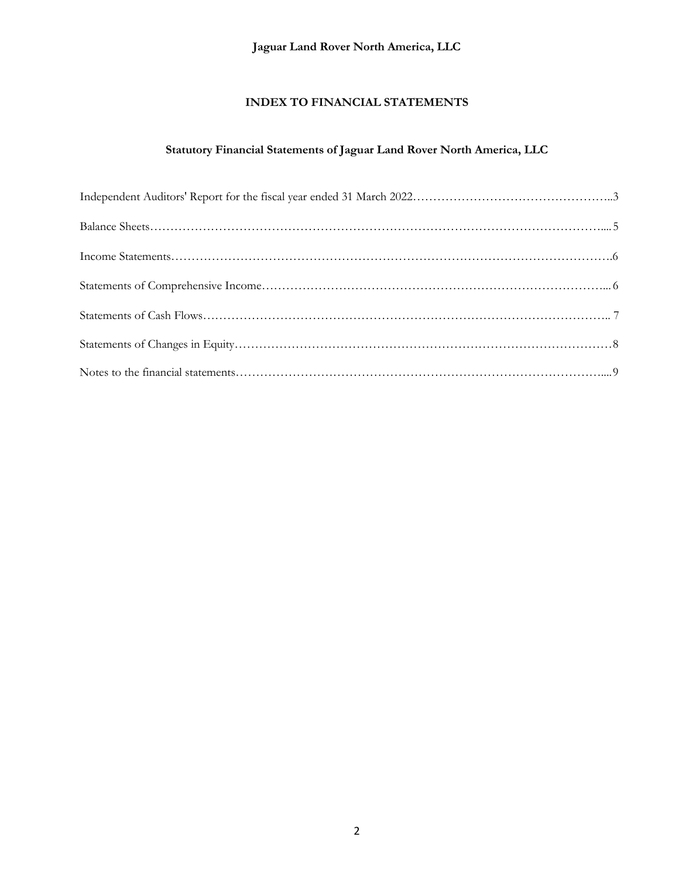**Jaguar Land Rover North America, LLC**

# INDEX TO FINANCIAL STATEMENTS

## Statutory Financial Statements of Jaguar Land Rover North America, LLC

| | |
|---|---|
| Independent Auditors' Report for the fiscal year ended 31 March 2022 | 3 |
| Balance Sheets | 5 |
| Income Statements | 6 |
| Statements of Comprehensive Income | 6 |
| Statements of Cash Flows | 7 |
| Statements of Changes in Equity | 8 |
| Notes to the financial statements | 9 |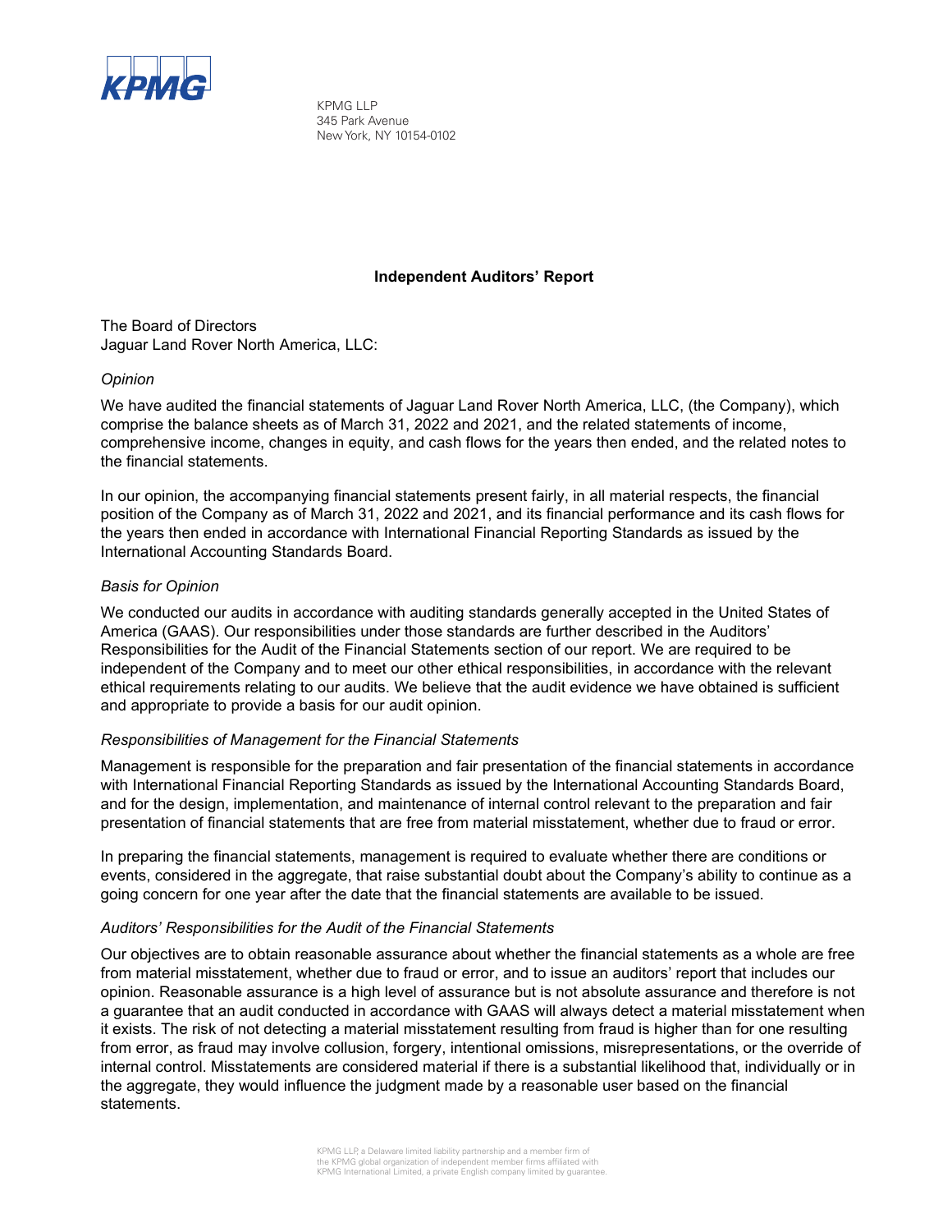KPMG LLP
345 Park Avenue
New York, NY 10154-0102

# Independent Auditors' Report

The Board of Directors
Jaguar Land Rover North America, LLC:

*Opinion*

We have audited the financial statements of Jaguar Land Rover North America, LLC, (the Company), which comprise the balance sheets as of March 31, 2022 and 2021, and the related statements of income, comprehensive income, changes in equity, and cash flows for the years then ended, and the related notes to the financial statements.

In our opinion, the accompanying financial statements present fairly, in all material respects, the financial position of the Company as of March 31, 2022 and 2021, and its financial performance and its cash flows for the years then ended in accordance with International Financial Reporting Standards as issued by the International Accounting Standards Board.

*Basis for Opinion*

We conducted our audits in accordance with auditing standards generally accepted in the United States of America (GAAS). Our responsibilities under those standards are further described in the Auditors' Responsibilities for the Audit of the Financial Statements section of our report. We are required to be independent of the Company and to meet our other ethical responsibilities, in accordance with the relevant ethical requirements relating to our audits. We believe that the audit evidence we have obtained is sufficient and appropriate to provide a basis for our audit opinion.

*Responsibilities of Management for the Financial Statements*

Management is responsible for the preparation and fair presentation of the financial statements in accordance with International Financial Reporting Standards as issued by the International Accounting Standards Board, and for the design, implementation, and maintenance of internal control relevant to the preparation and fair presentation of financial statements that are free from material misstatement, whether due to fraud or error.

In preparing the financial statements, management is required to evaluate whether there are conditions or events, considered in the aggregate, that raise substantial doubt about the Company's ability to continue as a going concern for one year after the date that the financial statements are available to be issued.

*Auditors' Responsibilities for the Audit of the Financial Statements*

Our objectives are to obtain reasonable assurance about whether the financial statements as a whole are free from material misstatement, whether due to fraud or error, and to issue an auditors' report that includes our opinion. Reasonable assurance is a high level of assurance but is not absolute assurance and therefore is not a guarantee that an audit conducted in accordance with GAAS will always detect a material misstatement when it exists. The risk of not detecting a material misstatement resulting from fraud is higher than for one resulting from error, as fraud may involve collusion, forgery, intentional omissions, misrepresentations, or the override of internal control. Misstatements are considered material if there is a substantial likelihood that, individually or in the aggregate, they would influence the judgment made by a reasonable user based on the financial statements.

KPMG LLP, a Delaware limited liability partnership and a member firm of the KPMG global organization of independent member firms affiliated with KPMG International Limited, a private English company limited by guarantee.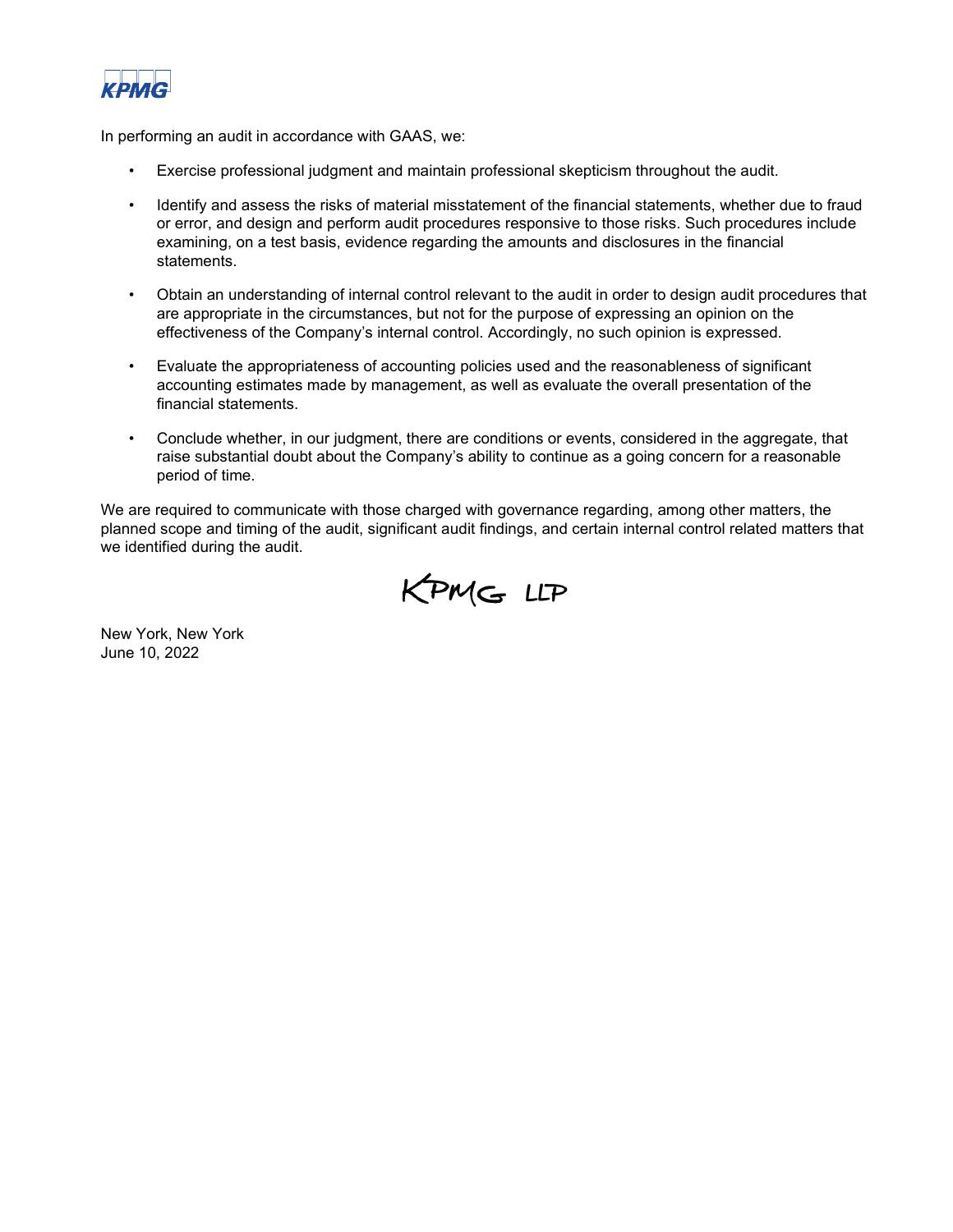In performing an audit in accordance with GAAS, we:

- Exercise professional judgment and maintain professional skepticism throughout the audit.
- Identify and assess the risks of material misstatement of the financial statements, whether due to fraud or error, and design and perform audit procedures responsive to those risks. Such procedures include examining, on a test basis, evidence regarding the amounts and disclosures in the financial statements.
- Obtain an understanding of internal control relevant to the audit in order to design audit procedures that are appropriate in the circumstances, but not for the purpose of expressing an opinion on the effectiveness of the Company's internal control. Accordingly, no such opinion is expressed.
- Evaluate the appropriateness of accounting policies used and the reasonableness of significant accounting estimates made by management, as well as evaluate the overall presentation of the financial statements.
- Conclude whether, in our judgment, there are conditions or events, considered in the aggregate, that raise substantial doubt about the Company's ability to continue as a going concern for a reasonable period of time.

We are required to communicate with those charged with governance regarding, among other matters, the planned scope and timing of the audit, significant audit findings, and certain internal control related matters that we identified during the audit.

KPMG LLP

New York, New York
June 10, 2022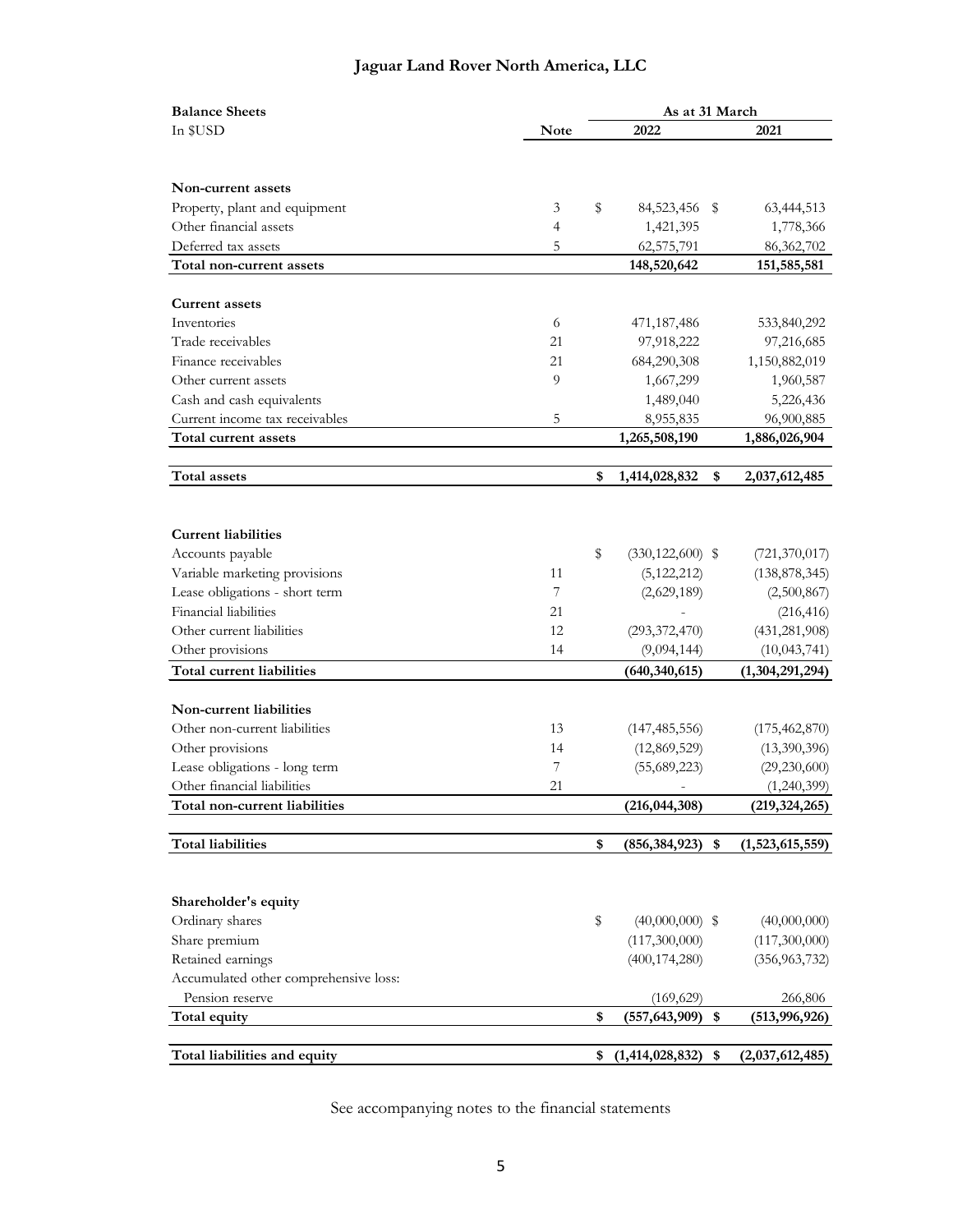# Jaguar Land Rover North America, LLC

| **Balance Sheets** | | **As at 31 March** | |
|---|---|---|---|
| In $USD | **Note** | **2022** | **2021** |
| **Non-current assets** | | | |
| Property, plant and equipment | 3 | $ 84,523,456 | $ 63,444,513 |
| Other financial assets | 4 | 1,421,395 | 1,778,366 |
| Deferred tax assets | 5 | 62,575,791 | 86,362,702 |
| **Total non-current assets** | | **148,520,642** | **151,585,581** |
| **Current assets** | | | |
| Inventories | 6 | 471,187,486 | 533,840,292 |
| Trade receivables | 21 | 97,918,222 | 97,216,685 |
| Finance receivables | 21 | 684,290,308 | 1,150,882,019 |
| Other current assets | 9 | 1,667,299 | 1,960,587 |
| Cash and cash equivalents | | 1,489,040 | 5,226,436 |
| Current income tax receivables | 5 | 8,955,835 | 96,900,885 |
| **Total current assets** | | **1,265,508,190** | **1,886,026,904** |
| **Total assets** | | **$ 1,414,028,832** | **$ 2,037,612,485** |
| **Current liabilities** | | | |
| Accounts payable | | $ (330,122,600) | $ (721,370,017) |
| Variable marketing provisions | 11 | (5,122,212) | (138,878,345) |
| Lease obligations - short term | 7 | (2,629,189) | (2,500,867) |
| Financial liabilities | 21 | - | (216,416) |
| Other current liabilities | 12 | (293,372,470) | (431,281,908) |
| Other provisions | 14 | (9,094,144) | (10,043,741) |
| **Total current liabilities** | | **(640,340,615)** | **(1,304,291,294)** |
| **Non-current liabilities** | | | |
| Other non-current liabilities | 13 | (147,485,556) | (175,462,870) |
| Other provisions | 14 | (12,869,529) | (13,390,396) |
| Lease obligations - long term | 7 | (55,689,223) | (29,230,600) |
| Other financial liabilities | 21 | - | (1,240,399) |
| **Total non-current liabilities** | | **(216,044,308)** | **(219,324,265)** |
| **Total liabilities** | | **$ (856,384,923)** | **$ (1,523,615,559)** |
| **Shareholder's equity** | | | |
| Ordinary shares | | $ (40,000,000) | $ (40,000,000) |
| Share premium | | (117,300,000) | (117,300,000) |
| Retained earnings | | (400,174,280) | (356,963,732) |
| Accumulated other comprehensive loss: | | | |
| Pension reserve | | (169,629) | 266,806 |
| **Total equity** | | **$ (557,643,909)** | **$ (513,996,926)** |
| **Total liabilities and equity** | | **$ (1,414,028,832)** | **$ (2,037,612,485)** |

See accompanying notes to the financial statements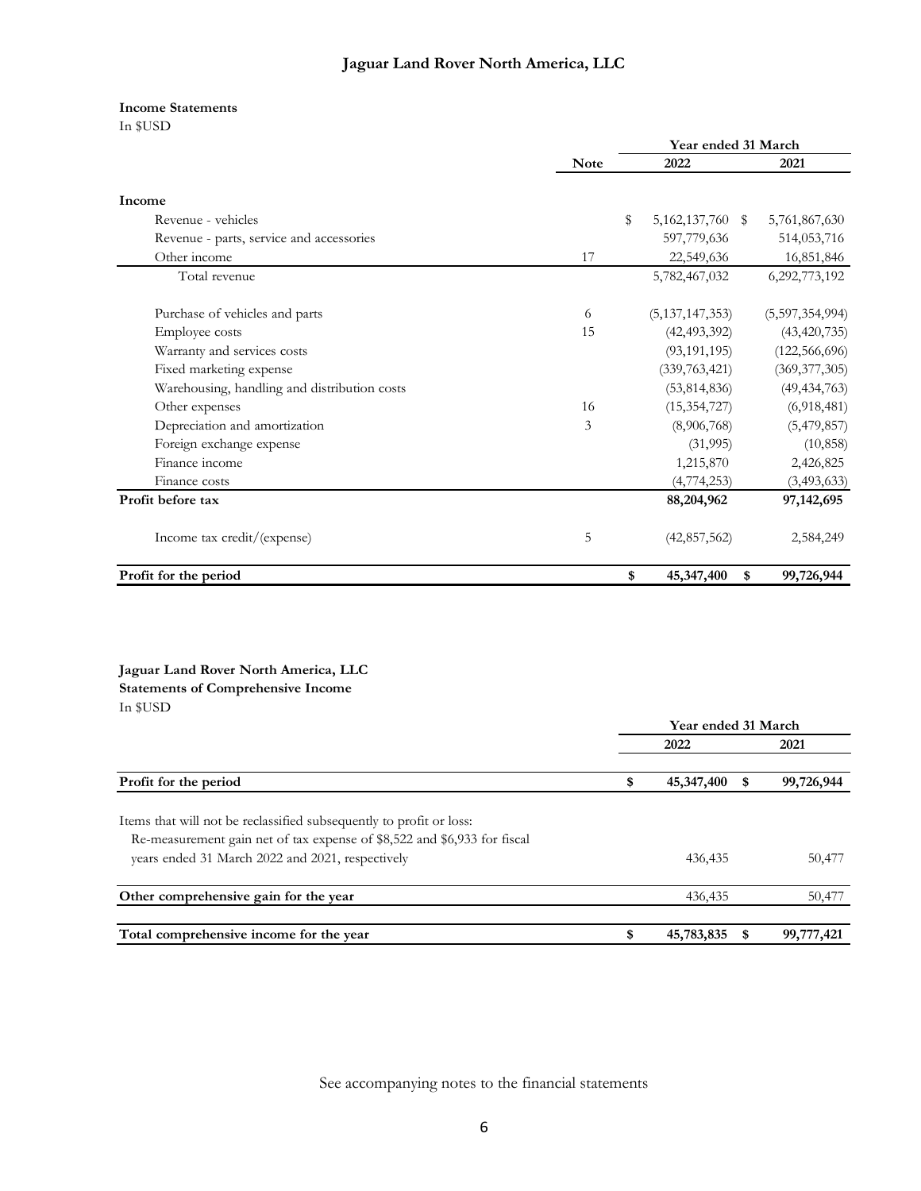# Jaguar Land Rover North America, LLC

**Income Statements**

In $USD

| | Note | Year ended 31 March 2022 | 2021 |
|---|---|---|---|
| **Income** | | | |
| Revenue - vehicles | | $ 5,162,137,760 | $ 5,761,867,630 |
| Revenue - parts, service and accessories | | 597,779,636 | 514,053,716 |
| Other income | 17 | 22,549,636 | 16,851,846 |
| Total revenue | | 5,782,467,032 | 6,292,773,192 |
| Purchase of vehicles and parts | 6 | (5,137,147,353) | (5,597,354,994) |
| Employee costs | 15 | (42,493,392) | (43,420,735) |
| Warranty and services costs | | (93,191,195) | (122,566,696) |
| Fixed marketing expense | | (339,763,421) | (369,377,305) |
| Warehousing, handling and distribution costs | | (53,814,836) | (49,434,763) |
| Other expenses | 16 | (15,354,727) | (6,918,481) |
| Depreciation and amortization | 3 | (8,906,768) | (5,479,857) |
| Foreign exchange expense | | (31,995) | (10,858) |
| Finance income | | 1,215,870 | 2,426,825 |
| Finance costs | | (4,774,253) | (3,493,633) |
| **Profit before tax** | | **88,204,962** | **97,142,695** |
| Income tax credit/(expense) | 5 | (42,857,562) | 2,584,249 |
| **Profit for the period** | | **$ 45,347,400** | **$ 99,726,944** |

**Jaguar Land Rover North America, LLC**
**Statements of Comprehensive Income**

In $USD

| | Year ended 31 March 2022 | 2021 |
|---|---|---|
| **Profit for the period** | **$ 45,347,400** | **$ 99,726,944** |
| Items that will not be reclassified subsequently to profit or loss: | | |
| Re-measurement gain net of tax expense of $8,522 and $6,933 for fiscal years ended 31 March 2022 and 2021, respectively | 436,435 | 50,477 |
| **Other comprehensive gain for the year** | 436,435 | 50,477 |
| **Total comprehensive income for the year** | **$ 45,783,835** | **$ 99,777,421** |

See accompanying notes to the financial statements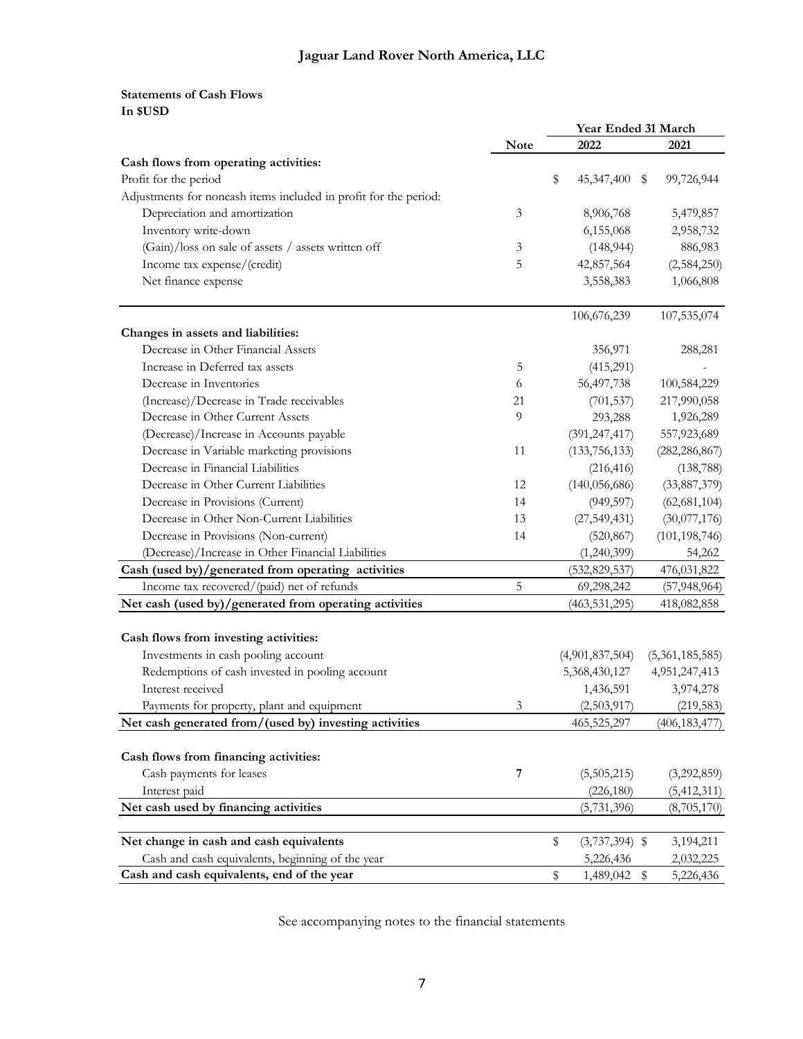**Jaguar Land Rover North America, LLC**

**Statements of Cash Flows**
**In $USD**

| | Note | Year Ended 31 March 2022 | 2021 |
|---|---|---|---|
| **Cash flows from operating activities:** | | | |
| Profit for the period | | $ 45,347,400 | $ 99,726,944 |
| Adjustments for noncash items included in profit for the period: | | | |
| Depreciation and amortization | 3 | 8,906,768 | 5,479,857 |
| Inventory write-down | | 6,155,068 | 2,958,732 |
| (Gain)/loss on sale of assets / assets written off | 3 | (148,944) | 886,983 |
| Income tax expense/(credit) | 5 | 42,857,564 | (2,584,250) |
| Net finance expense | | 3,558,383 | 1,066,808 |
| | | 106,676,239 | 107,535,074 |
| **Changes in assets and liabilities:** | | | |
| Decrease in Other Financial Assets | | 356,971 | 288,281 |
| Increase in Deferred tax assets | 5 | (415,291) | - |
| Decrease in Inventories | 6 | 56,497,738 | 100,584,229 |
| (Increase)/Decrease in Trade receivables | 21 | (701,537) | 217,990,058 |
| Decrease in Other Current Assets | 9 | 293,288 | 1,926,289 |
| (Decrease)/Increase in Accounts payable | | (391,247,417) | 557,923,689 |
| Decrease in Variable marketing provisions | 11 | (133,756,133) | (282,286,867) |
| Decrease in Financial Liabilities | | (216,416) | (138,788) |
| Decrease in Other Current Liabilities | 12 | (140,056,686) | (33,887,379) |
| Decrease in Provisions (Current) | 14 | (949,597) | (62,681,104) |
| Decrease in Other Non-Current Liabilities | 13 | (27,549,431) | (30,077,176) |
| Decrease in Provisions (Non-current) | 14 | (520,867) | (101,198,746) |
| (Decrease)/Increase in Other Financial Liabilities | | (1,240,399) | 54,262 |
| **Cash (used by)/generated from operating activities** | | (532,829,537) | 476,031,822 |
| Income tax recovered/(paid) net of refunds | 5 | 69,298,242 | (57,948,964) |
| **Net cash (used by)/generated from operating activities** | | (463,531,295) | 418,082,858 |
| **Cash flows from investing activities:** | | | |
| Investments in cash pooling account | | (4,901,837,504) | (5,361,185,585) |
| Redemptions of cash invested in pooling account | | 5,368,430,127 | 4,951,247,413 |
| Interest received | | 1,436,591 | 3,974,278 |
| Payments for property, plant and equipment | 3 | (2,503,917) | (219,583) |
| **Net cash generated from/(used by) investing activities** | | 465,525,297 | (406,183,477) |
| **Cash flows from financing activities:** | | | |
| Cash payments for leases | **7** | (5,505,215) | (3,292,859) |
| Interest paid | | (226,180) | (5,412,311) |
| **Net cash used by financing activities** | | (5,731,396) | (8,705,170) |
| **Net change in cash and cash equivalents** | | $ (3,737,394) | $ 3,194,211 |
| Cash and cash equivalents, beginning of the year | | 5,226,436 | 2,032,225 |
| **Cash and cash equivalents, end of the year** | | $ 1,489,042 | $ 5,226,436 |

See accompanying notes to the financial statements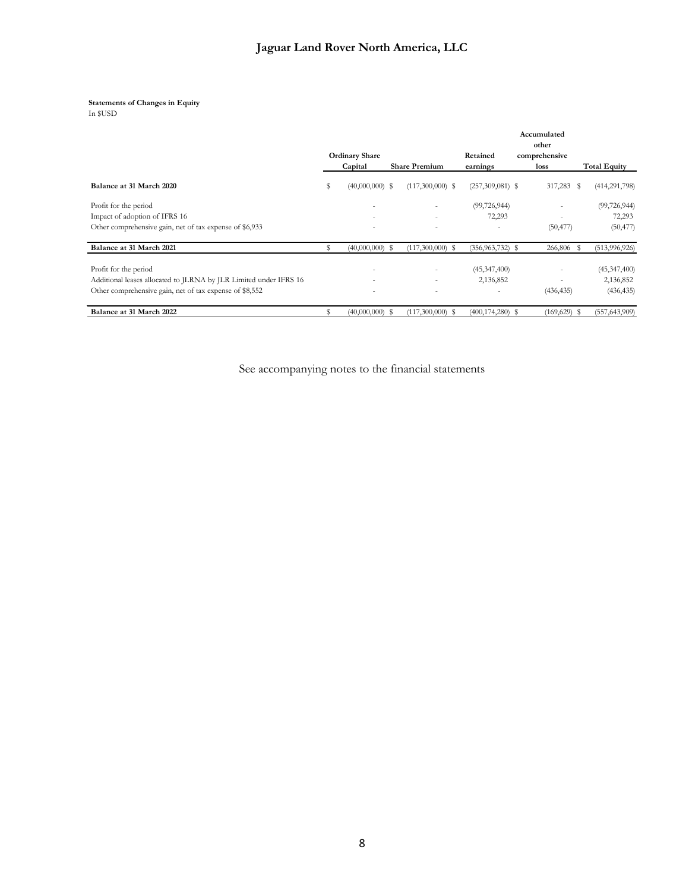# Jaguar Land Rover North America, LLC

**Statements of Changes in Equity**
In $USD

| | Ordinary Share Capital | Share Premium | Retained earnings | Accumulated other comprehensive loss | Total Equity |
|---|---|---|---|---|---|
| **Balance at 31 March 2020** | $ (40,000,000) | $ (117,300,000) | $ (257,309,081) | $ 317,283 | $ (414,291,798) |
| Profit for the period | - | - | (99,726,944) | - | (99,726,944) |
| Impact of adoption of IFRS 16 | - | - | 72,293 | - | 72,293 |
| Other comprehensive gain, net of tax expense of $6,933 | - | - | - | (50,477) | (50,477) |
| **Balance at 31 March 2021** | $ (40,000,000) | $ (117,300,000) | $ (356,963,732) | $ 266,806 | $ (513,996,926) |
| Profit for the period | - | - | (45,347,400) | - | (45,347,400) |
| Additional leases allocated to JLRNA by JLR Limited under IFRS 16 | - | - | 2,136,852 | - | 2,136,852 |
| Other comprehensive gain, net of tax expense of $8,552 | - | - | - | (436,435) | (436,435) |
| **Balance at 31 March 2022** | $ (40,000,000) | $ (117,300,000) | $ (400,174,280) | $ (169,629) | $ (557,643,909) |

See accompanying notes to the financial statements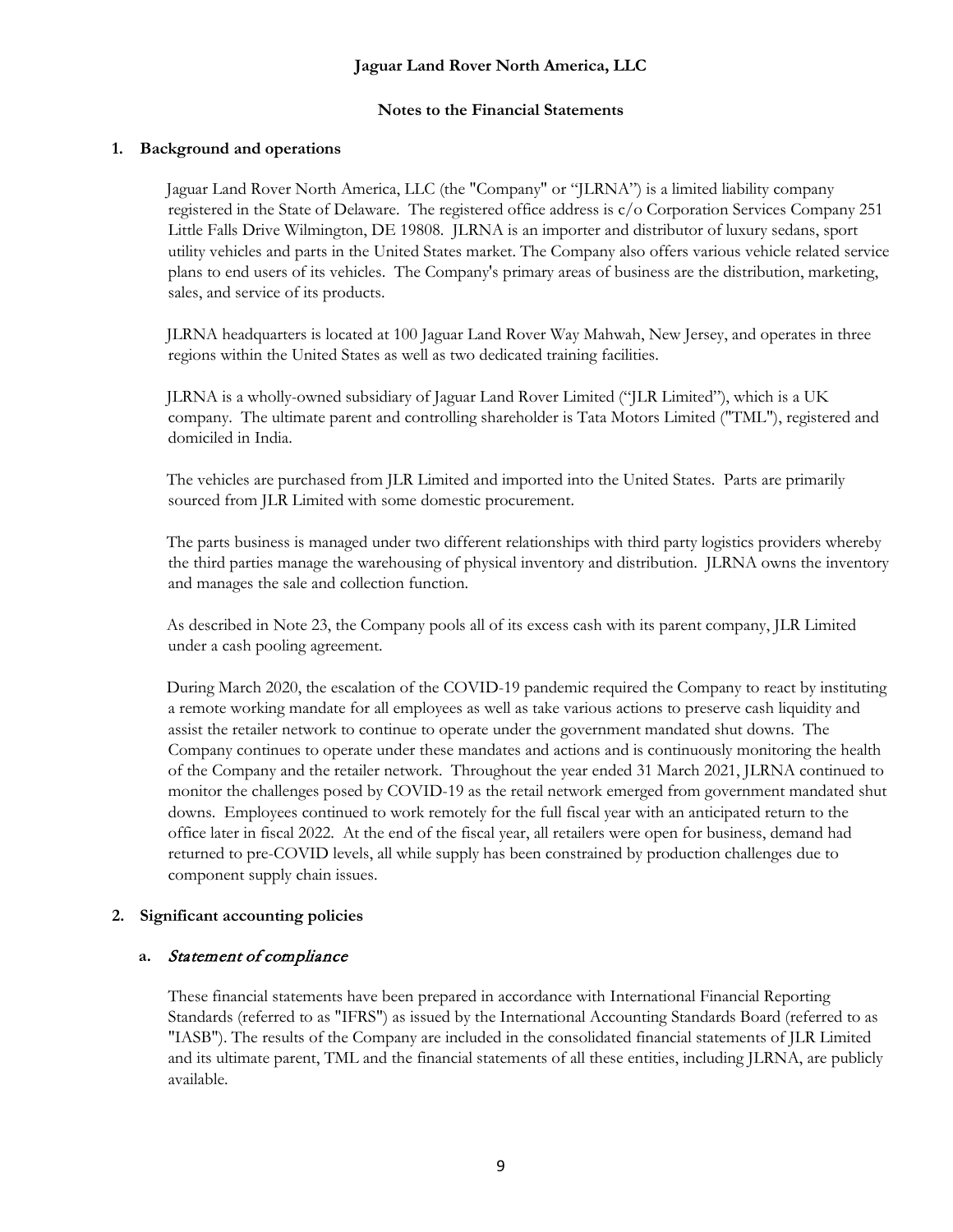**Jaguar Land Rover North America, LLC**

**Notes to the Financial Statements**

## 1. Background and operations

Jaguar Land Rover North America, LLC (the "Company" or "JLRNA") is a limited liability company registered in the State of Delaware. The registered office address is c/o Corporation Services Company 251 Little Falls Drive Wilmington, DE 19808. JLRNA is an importer and distributor of luxury sedans, sport utility vehicles and parts in the United States market. The Company also offers various vehicle related service plans to end users of its vehicles. The Company's primary areas of business are the distribution, marketing, sales, and service of its products.

JLRNA headquarters is located at 100 Jaguar Land Rover Way Mahwah, New Jersey, and operates in three regions within the United States as well as two dedicated training facilities.

JLRNA is a wholly-owned subsidiary of Jaguar Land Rover Limited ("JLR Limited"), which is a UK company. The ultimate parent and controlling shareholder is Tata Motors Limited ("TML"), registered and domiciled in India.

The vehicles are purchased from JLR Limited and imported into the United States. Parts are primarily sourced from JLR Limited with some domestic procurement.

The parts business is managed under two different relationships with third party logistics providers whereby the third parties manage the warehousing of physical inventory and distribution. JLRNA owns the inventory and manages the sale and collection function.

As described in Note 23, the Company pools all of its excess cash with its parent company, JLR Limited under a cash pooling agreement.

During March 2020, the escalation of the COVID-19 pandemic required the Company to react by instituting a remote working mandate for all employees as well as take various actions to preserve cash liquidity and assist the retailer network to continue to operate under the government mandated shut downs. The Company continues to operate under these mandates and actions and is continuously monitoring the health of the Company and the retailer network. Throughout the year ended 31 March 2021, JLRNA continued to monitor the challenges posed by COVID-19 as the retail network emerged from government mandated shut downs. Employees continued to work remotely for the full fiscal year with an anticipated return to the office later in fiscal 2022. At the end of the fiscal year, all retailers were open for business, demand had returned to pre-COVID levels, all while supply has been constrained by production challenges due to component supply chain issues.

## 2. Significant accounting policies

### a. *Statement of compliance*

These financial statements have been prepared in accordance with International Financial Reporting Standards (referred to as "IFRS") as issued by the International Accounting Standards Board (referred to as "IASB"). The results of the Company are included in the consolidated financial statements of JLR Limited and its ultimate parent, TML and the financial statements of all these entities, including JLRNA, are publicly available.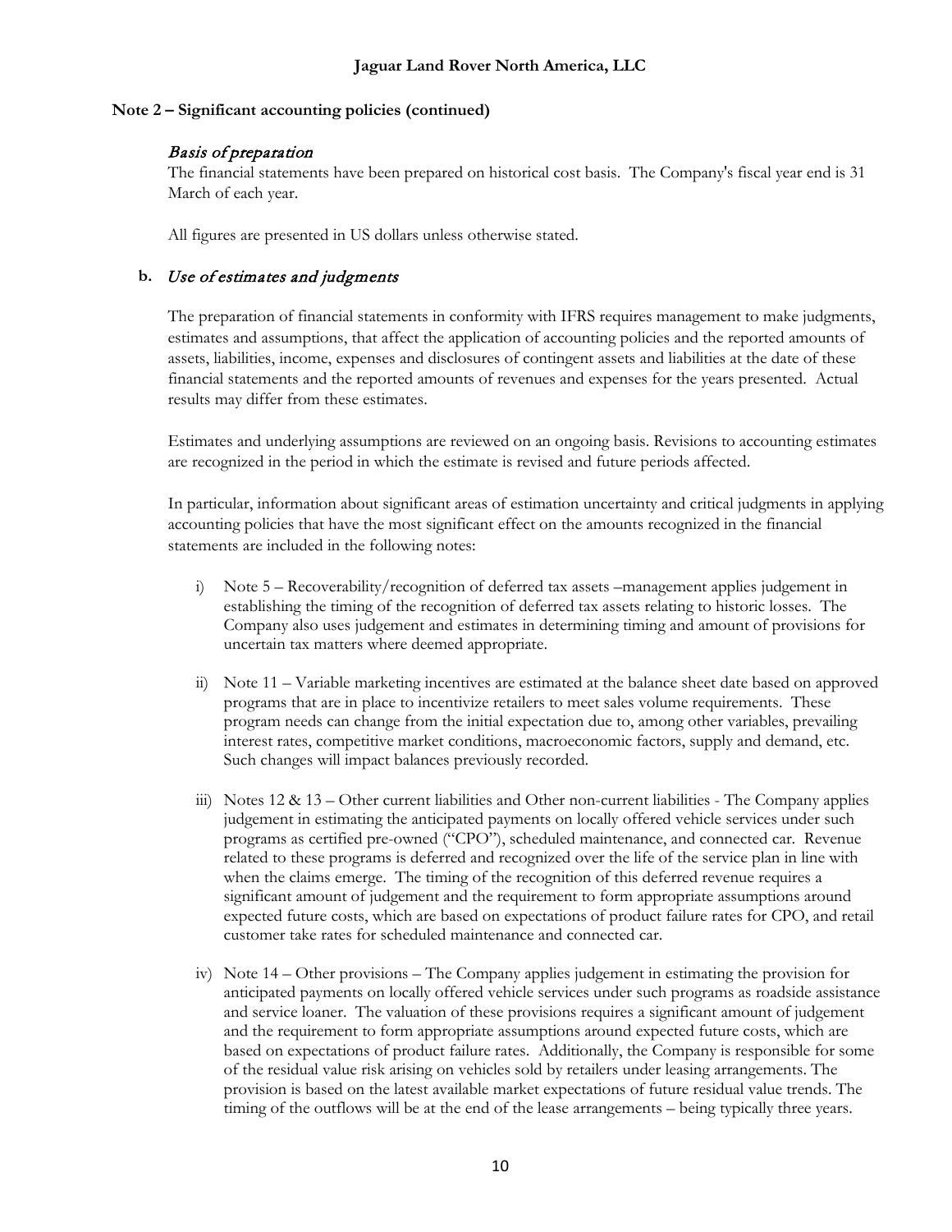**Note 2 – Significant accounting policies (continued)**

*Basis of preparation*

The financial statements have been prepared on historical cost basis. The Company's fiscal year end is 31 March of each year.

All figures are presented in US dollars unless otherwise stated.

**b.** *Use of estimates and judgments*

The preparation of financial statements in conformity with IFRS requires management to make judgments, estimates and assumptions, that affect the application of accounting policies and the reported amounts of assets, liabilities, income, expenses and disclosures of contingent assets and liabilities at the date of these financial statements and the reported amounts of revenues and expenses for the years presented. Actual results may differ from these estimates.

Estimates and underlying assumptions are reviewed on an ongoing basis. Revisions to accounting estimates are recognized in the period in which the estimate is revised and future periods affected.

In particular, information about significant areas of estimation uncertainty and critical judgments in applying accounting policies that have the most significant effect on the amounts recognized in the financial statements are included in the following notes:

i) Note 5 – Recoverability/recognition of deferred tax assets –management applies judgement in establishing the timing of the recognition of deferred tax assets relating to historic losses. The Company also uses judgement and estimates in determining timing and amount of provisions for uncertain tax matters where deemed appropriate.

ii) Note 11 – Variable marketing incentives are estimated at the balance sheet date based on approved programs that are in place to incentivize retailers to meet sales volume requirements. These program needs can change from the initial expectation due to, among other variables, prevailing interest rates, competitive market conditions, macroeconomic factors, supply and demand, etc. Such changes will impact balances previously recorded.

iii) Notes 12 & 13 – Other current liabilities and Other non-current liabilities - The Company applies judgement in estimating the anticipated payments on locally offered vehicle services under such programs as certified pre-owned ("CPO"), scheduled maintenance, and connected car. Revenue related to these programs is deferred and recognized over the life of the service plan in line with when the claims emerge. The timing of the recognition of this deferred revenue requires a significant amount of judgement and the requirement to form appropriate assumptions around expected future costs, which are based on expectations of product failure rates for CPO, and retail customer take rates for scheduled maintenance and connected car.

iv) Note 14 – Other provisions – The Company applies judgement in estimating the provision for anticipated payments on locally offered vehicle services under such programs as roadside assistance and service loaner. The valuation of these provisions requires a significant amount of judgement and the requirement to form appropriate assumptions around expected future costs, which are based on expectations of product failure rates. Additionally, the Company is responsible for some of the residual value risk arising on vehicles sold by retailers under leasing arrangements. The provision is based on the latest available market expectations of future residual value trends. The timing of the outflows will be at the end of the lease arrangements – being typically three years.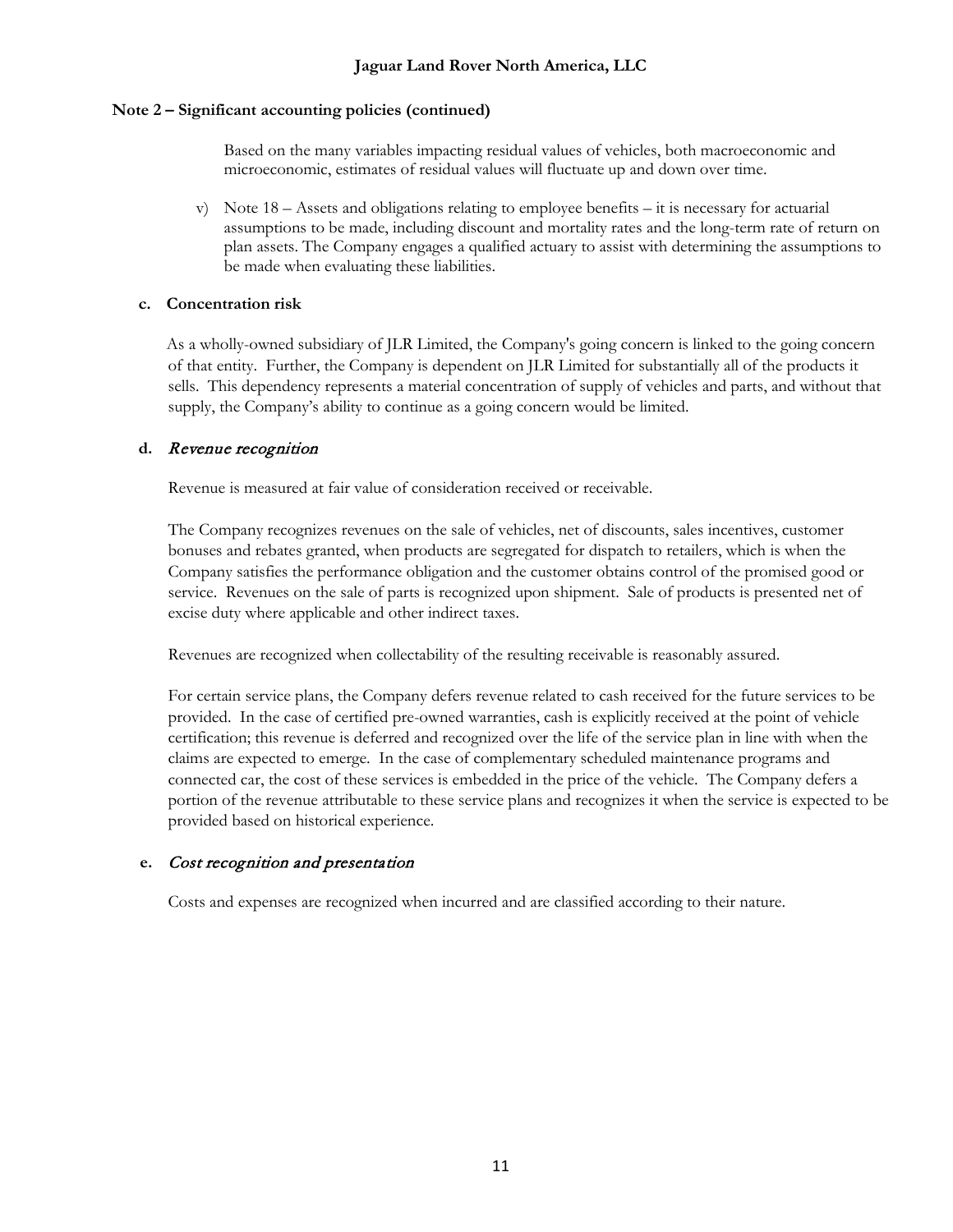## Note 2 – Significant accounting policies (continued)

Based on the many variables impacting residual values of vehicles, both macroeconomic and microeconomic, estimates of residual values will fluctuate up and down over time.

v) Note 18 – Assets and obligations relating to employee benefits – it is necessary for actuarial assumptions to be made, including discount and mortality rates and the long-term rate of return on plan assets. The Company engages a qualified actuary to assist with determining the assumptions to be made when evaluating these liabilities.

### c. Concentration risk

As a wholly-owned subsidiary of JLR Limited, the Company's going concern is linked to the going concern of that entity. Further, the Company is dependent on JLR Limited for substantially all of the products it sells. This dependency represents a material concentration of supply of vehicles and parts, and without that supply, the Company's ability to continue as a going concern would be limited.

### d. *Revenue recognition*

Revenue is measured at fair value of consideration received or receivable.

The Company recognizes revenues on the sale of vehicles, net of discounts, sales incentives, customer bonuses and rebates granted, when products are segregated for dispatch to retailers, which is when the Company satisfies the performance obligation and the customer obtains control of the promised good or service. Revenues on the sale of parts is recognized upon shipment. Sale of products is presented net of excise duty where applicable and other indirect taxes.

Revenues are recognized when collectability of the resulting receivable is reasonably assured.

For certain service plans, the Company defers revenue related to cash received for the future services to be provided. In the case of certified pre-owned warranties, cash is explicitly received at the point of vehicle certification; this revenue is deferred and recognized over the life of the service plan in line with when the claims are expected to emerge. In the case of complementary scheduled maintenance programs and connected car, the cost of these services is embedded in the price of the vehicle. The Company defers a portion of the revenue attributable to these service plans and recognizes it when the service is expected to be provided based on historical experience.

### e. *Cost recognition and presentation*

Costs and expenses are recognized when incurred and are classified according to their nature.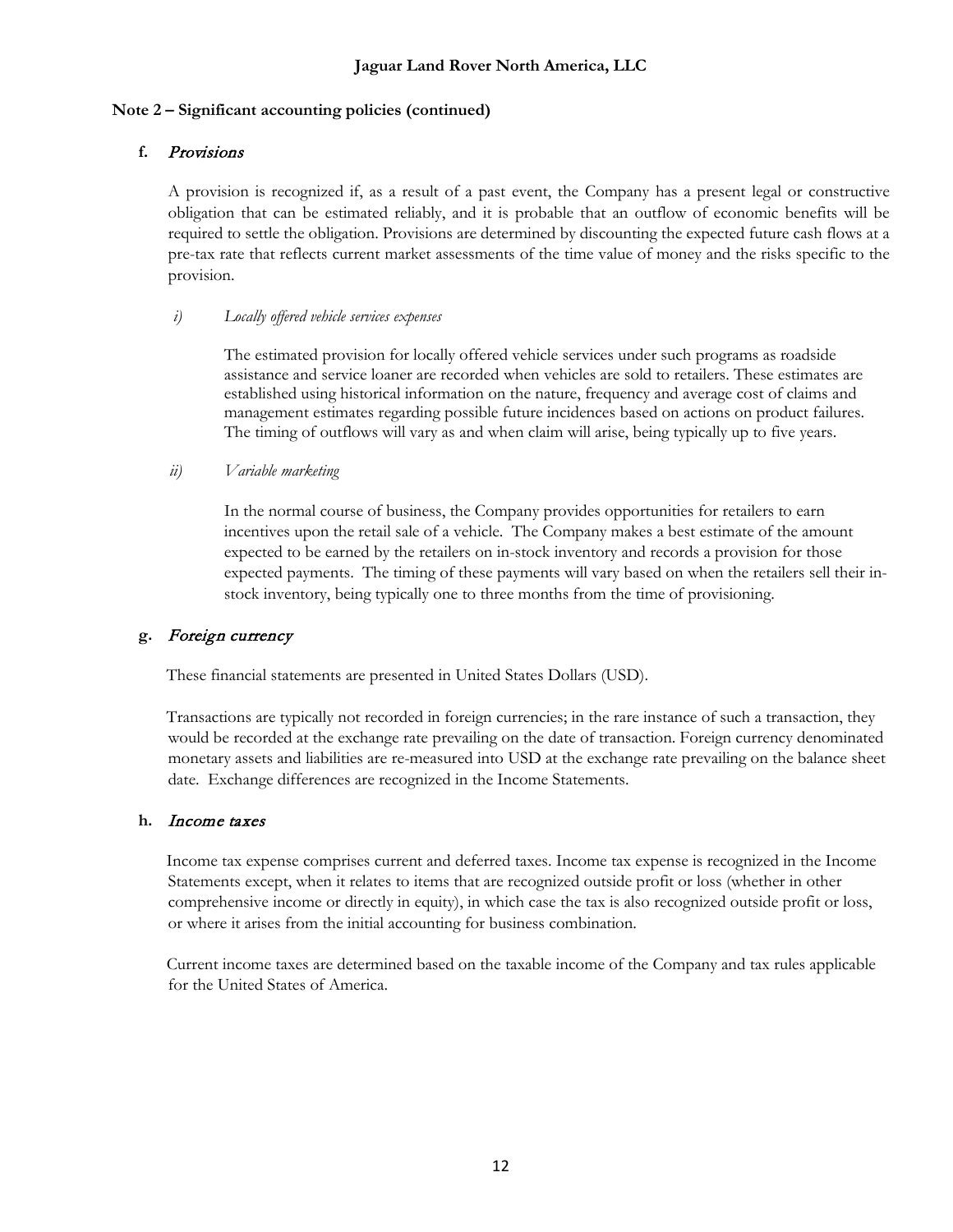**Note 2 – Significant accounting policies (continued)**

**f.** *Provisions*

A provision is recognized if, as a result of a past event, the Company has a present legal or constructive obligation that can be estimated reliably, and it is probable that an outflow of economic benefits will be required to settle the obligation. Provisions are determined by discounting the expected future cash flows at a pre-tax rate that reflects current market assessments of the time value of money and the risks specific to the provision.

*i) Locally offered vehicle services expenses*

The estimated provision for locally offered vehicle services under such programs as roadside assistance and service loaner are recorded when vehicles are sold to retailers. These estimates are established using historical information on the nature, frequency and average cost of claims and management estimates regarding possible future incidences based on actions on product failures. The timing of outflows will vary as and when claim will arise, being typically up to five years.

*ii) Variable marketing*

In the normal course of business, the Company provides opportunities for retailers to earn incentives upon the retail sale of a vehicle. The Company makes a best estimate of the amount expected to be earned by the retailers on in-stock inventory and records a provision for those expected payments. The timing of these payments will vary based on when the retailers sell their in-stock inventory, being typically one to three months from the time of provisioning.

**g.** *Foreign currency*

These financial statements are presented in United States Dollars (USD).

Transactions are typically not recorded in foreign currencies; in the rare instance of such a transaction, they would be recorded at the exchange rate prevailing on the date of transaction. Foreign currency denominated monetary assets and liabilities are re-measured into USD at the exchange rate prevailing on the balance sheet date. Exchange differences are recognized in the Income Statements.

**h.** *Income taxes*

Income tax expense comprises current and deferred taxes. Income tax expense is recognized in the Income Statements except, when it relates to items that are recognized outside profit or loss (whether in other comprehensive income or directly in equity), in which case the tax is also recognized outside profit or loss, or where it arises from the initial accounting for business combination.

Current income taxes are determined based on the taxable income of the Company and tax rules applicable for the United States of America.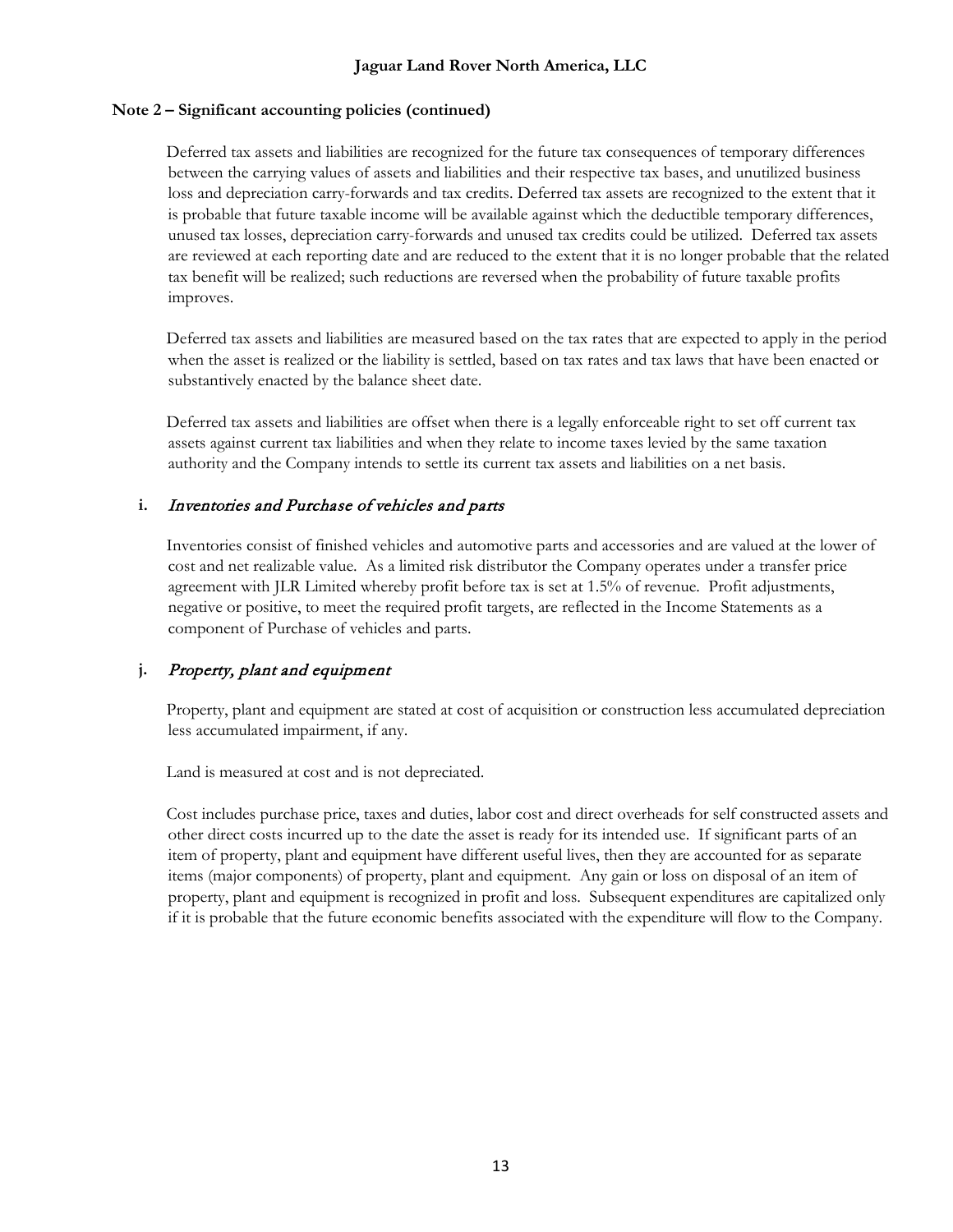**Note 2 – Significant accounting policies (continued)**

Deferred tax assets and liabilities are recognized for the future tax consequences of temporary differences between the carrying values of assets and liabilities and their respective tax bases, and unutilized business loss and depreciation carry-forwards and tax credits. Deferred tax assets are recognized to the extent that it is probable that future taxable income will be available against which the deductible temporary differences, unused tax losses, depreciation carry-forwards and unused tax credits could be utilized. Deferred tax assets are reviewed at each reporting date and are reduced to the extent that it is no longer probable that the related tax benefit will be realized; such reductions are reversed when the probability of future taxable profits improves.

Deferred tax assets and liabilities are measured based on the tax rates that are expected to apply in the period when the asset is realized or the liability is settled, based on tax rates and tax laws that have been enacted or substantively enacted by the balance sheet date.

Deferred tax assets and liabilities are offset when there is a legally enforceable right to set off current tax assets against current tax liabilities and when they relate to income taxes levied by the same taxation authority and the Company intends to settle its current tax assets and liabilities on a net basis.

**i.** *Inventories and Purchase of vehicles and parts*

Inventories consist of finished vehicles and automotive parts and accessories and are valued at the lower of cost and net realizable value. As a limited risk distributor the Company operates under a transfer price agreement with JLR Limited whereby profit before tax is set at 1.5% of revenue. Profit adjustments, negative or positive, to meet the required profit targets, are reflected in the Income Statements as a component of Purchase of vehicles and parts.

**j.** *Property, plant and equipment*

Property, plant and equipment are stated at cost of acquisition or construction less accumulated depreciation less accumulated impairment, if any.

Land is measured at cost and is not depreciated.

Cost includes purchase price, taxes and duties, labor cost and direct overheads for self constructed assets and other direct costs incurred up to the date the asset is ready for its intended use. If significant parts of an item of property, plant and equipment have different useful lives, then they are accounted for as separate items (major components) of property, plant and equipment. Any gain or loss on disposal of an item of property, plant and equipment is recognized in profit and loss. Subsequent expenditures are capitalized only if it is probable that the future economic benefits associated with the expenditure will flow to the Company.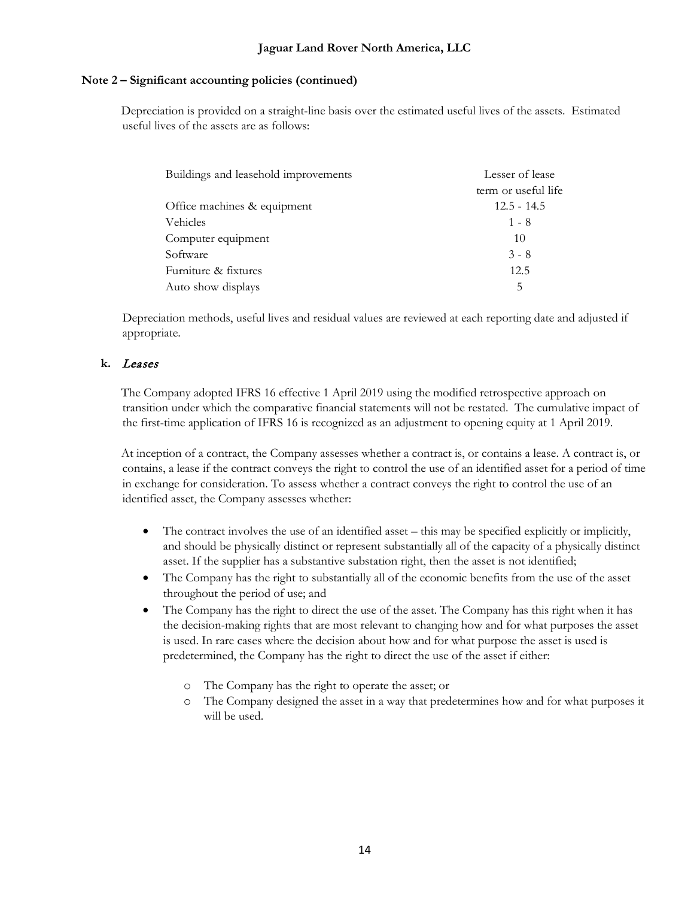**Note 2 – Significant accounting policies (continued)**

Depreciation is provided on a straight-line basis over the estimated useful lives of the assets. Estimated useful lives of the assets are as follows:

| | |
|---|---|
| Buildings and leasehold improvements | Lesser of lease term or useful life |
| Office machines & equipment | 12.5 - 14.5 |
| Vehicles | 1 - 8 |
| Computer equipment | 10 |
| Software | 3 - 8 |
| Furniture & fixtures | 12.5 |
| Auto show displays | 5 |

Depreciation methods, useful lives and residual values are reviewed at each reporting date and adjusted if appropriate.

**k.** *Leases*

The Company adopted IFRS 16 effective 1 April 2019 using the modified retrospective approach on transition under which the comparative financial statements will not be restated. The cumulative impact of the first-time application of IFRS 16 is recognized as an adjustment to opening equity at 1 April 2019.

At inception of a contract, the Company assesses whether a contract is, or contains a lease. A contract is, or contains, a lease if the contract conveys the right to control the use of an identified asset for a period of time in exchange for consideration. To assess whether a contract conveys the right to control the use of an identified asset, the Company assesses whether:

- The contract involves the use of an identified asset – this may be specified explicitly or implicitly, and should be physically distinct or represent substantially all of the capacity of a physically distinct asset. If the supplier has a substantive substation right, then the asset is not identified;
- The Company has the right to substantially all of the economic benefits from the use of the asset throughout the period of use; and
- The Company has the right to direct the use of the asset. The Company has this right when it has the decision-making rights that are most relevant to changing how and for what purposes the asset is used. In rare cases where the decision about how and for what purpose the asset is used is predetermined, the Company has the right to direct the use of the asset if either:
  - The Company has the right to operate the asset; or
  - The Company designed the asset in a way that predetermines how and for what purposes it will be used.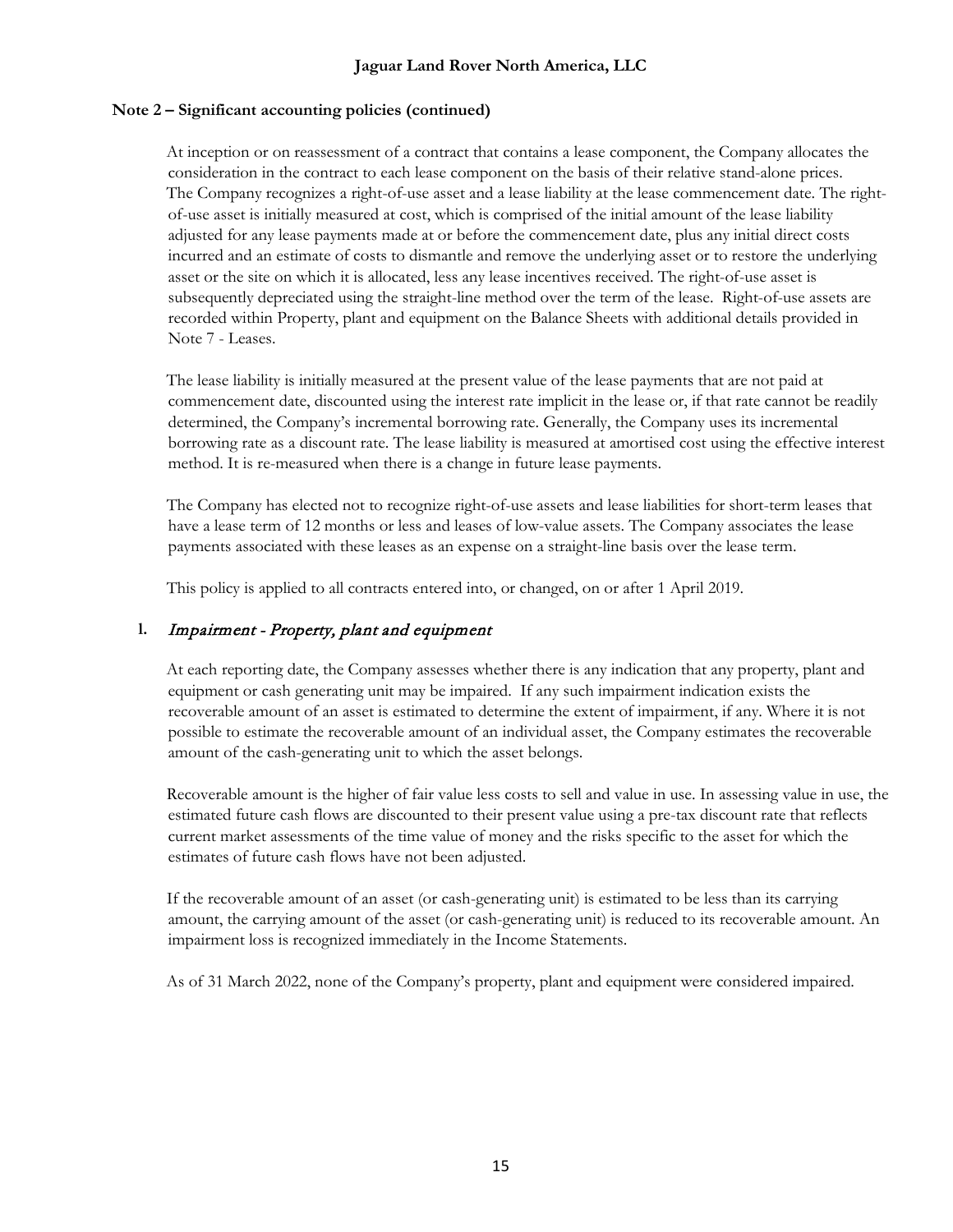## Note 2 – Significant accounting policies (continued)

At inception or on reassessment of a contract that contains a lease component, the Company allocates the consideration in the contract to each lease component on the basis of their relative stand-alone prices. The Company recognizes a right-of-use asset and a lease liability at the lease commencement date. The right-of-use asset is initially measured at cost, which is comprised of the initial amount of the lease liability adjusted for any lease payments made at or before the commencement date, plus any initial direct costs incurred and an estimate of costs to dismantle and remove the underlying asset or to restore the underlying asset or the site on which it is allocated, less any lease incentives received. The right-of-use asset is subsequently depreciated using the straight-line method over the term of the lease. Right-of-use assets are recorded within Property, plant and equipment on the Balance Sheets with additional details provided in Note 7 - Leases.

The lease liability is initially measured at the present value of the lease payments that are not paid at commencement date, discounted using the interest rate implicit in the lease or, if that rate cannot be readily determined, the Company's incremental borrowing rate. Generally, the Company uses its incremental borrowing rate as a discount rate. The lease liability is measured at amortised cost using the effective interest method. It is re-measured when there is a change in future lease payments.

The Company has elected not to recognize right-of-use assets and lease liabilities for short-term leases that have a lease term of 12 months or less and leases of low-value assets. The Company associates the lease payments associated with these leases as an expense on a straight-line basis over the lease term.

This policy is applied to all contracts entered into, or changed, on or after 1 April 2019.

### l. *Impairment - Property, plant and equipment*

At each reporting date, the Company assesses whether there is any indication that any property, plant and equipment or cash generating unit may be impaired. If any such impairment indication exists the recoverable amount of an asset is estimated to determine the extent of impairment, if any. Where it is not possible to estimate the recoverable amount of an individual asset, the Company estimates the recoverable amount of the cash-generating unit to which the asset belongs.

Recoverable amount is the higher of fair value less costs to sell and value in use. In assessing value in use, the estimated future cash flows are discounted to their present value using a pre-tax discount rate that reflects current market assessments of the time value of money and the risks specific to the asset for which the estimates of future cash flows have not been adjusted.

If the recoverable amount of an asset (or cash-generating unit) is estimated to be less than its carrying amount, the carrying amount of the asset (or cash-generating unit) is reduced to its recoverable amount. An impairment loss is recognized immediately in the Income Statements.

As of 31 March 2022, none of the Company's property, plant and equipment were considered impaired.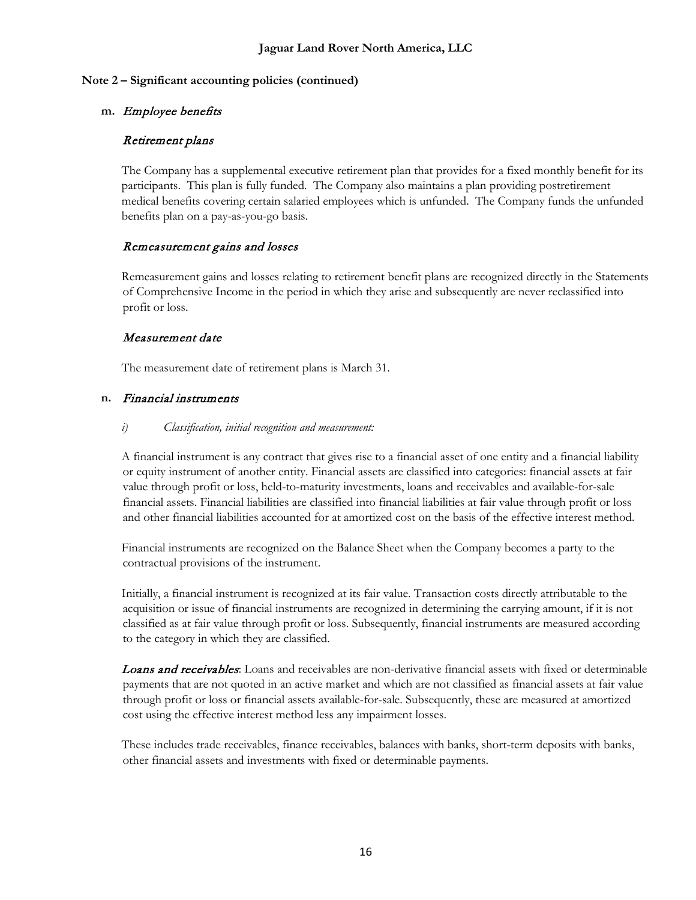## Note 2 – Significant accounting policies (continued)

### m. *Employee benefits*

#### *Retirement plans*

The Company has a supplemental executive retirement plan that provides for a fixed monthly benefit for its participants. This plan is fully funded. The Company also maintains a plan providing postretirement medical benefits covering certain salaried employees which is unfunded. The Company funds the unfunded benefits plan on a pay-as-you-go basis.

#### *Remeasurement gains and losses*

Remeasurement gains and losses relating to retirement benefit plans are recognized directly in the Statements of Comprehensive Income in the period in which they arise and subsequently are never reclassified into profit or loss.

#### *Measurement date*

The measurement date of retirement plans is March 31.

### n. *Financial instruments*

*i) Classification, initial recognition and measurement:*

A financial instrument is any contract that gives rise to a financial asset of one entity and a financial liability or equity instrument of another entity. Financial assets are classified into categories: financial assets at fair value through profit or loss, held-to-maturity investments, loans and receivables and available-for-sale financial assets. Financial liabilities are classified into financial liabilities at fair value through profit or loss and other financial liabilities accounted for at amortized cost on the basis of the effective interest method.

Financial instruments are recognized on the Balance Sheet when the Company becomes a party to the contractual provisions of the instrument.

Initially, a financial instrument is recognized at its fair value. Transaction costs directly attributable to the acquisition or issue of financial instruments are recognized in determining the carrying amount, if it is not classified as at fair value through profit or loss. Subsequently, financial instruments are measured according to the category in which they are classified.

***Loans and receivables***: Loans and receivables are non-derivative financial assets with fixed or determinable payments that are not quoted in an active market and which are not classified as financial assets at fair value through profit or loss or financial assets available-for-sale. Subsequently, these are measured at amortized cost using the effective interest method less any impairment losses.

These includes trade receivables, finance receivables, balances with banks, short-term deposits with banks, other financial assets and investments with fixed or determinable payments.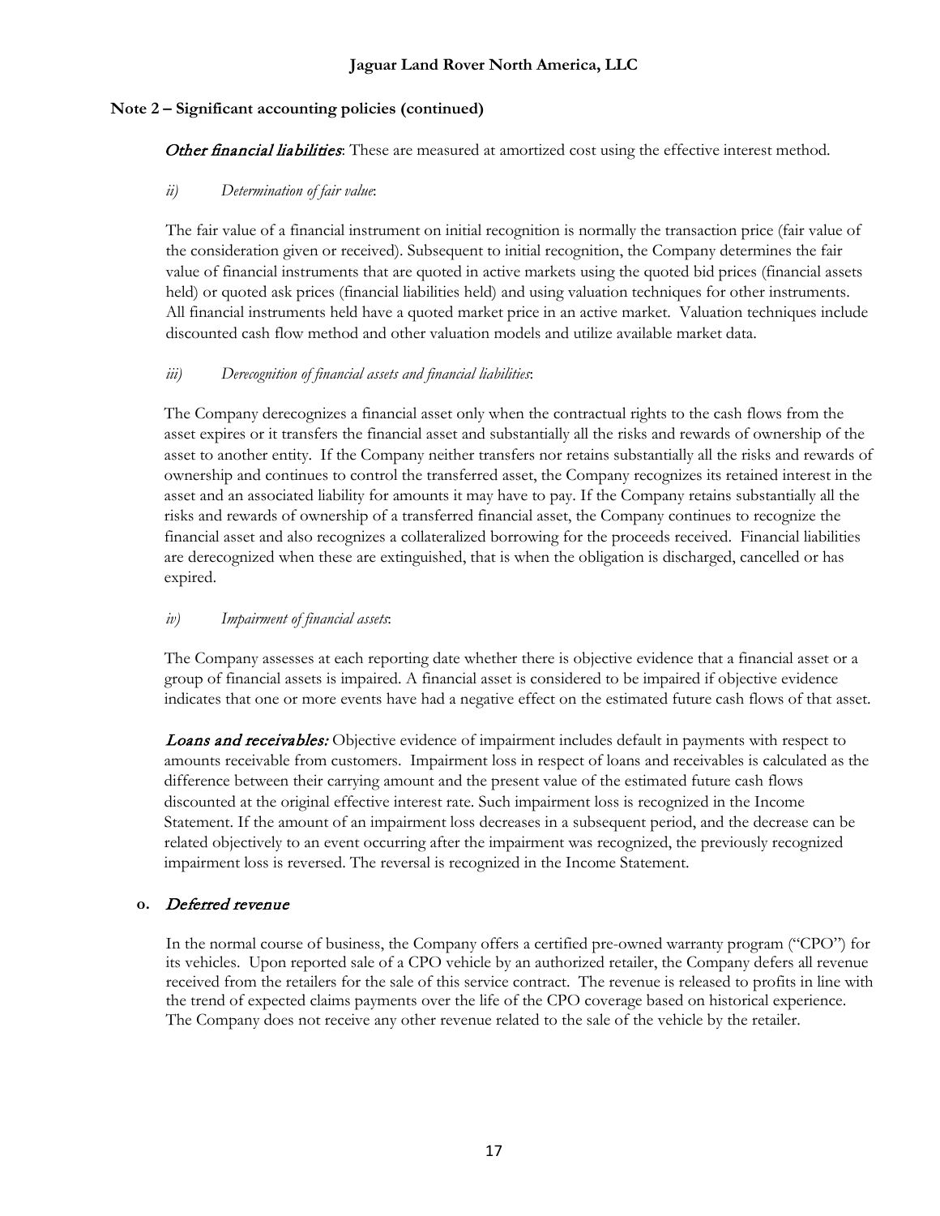## Note 2 – Significant accounting policies (continued)

***Other financial liabilities***: These are measured at amortized cost using the effective interest method.

*ii) Determination of fair value*:

The fair value of a financial instrument on initial recognition is normally the transaction price (fair value of the consideration given or received). Subsequent to initial recognition, the Company determines the fair value of financial instruments that are quoted in active markets using the quoted bid prices (financial assets held) or quoted ask prices (financial liabilities held) and using valuation techniques for other instruments. All financial instruments held have a quoted market price in an active market. Valuation techniques include discounted cash flow method and other valuation models and utilize available market data.

*iii) Derecognition of financial assets and financial liabilities*:

The Company derecognizes a financial asset only when the contractual rights to the cash flows from the asset expires or it transfers the financial asset and substantially all the risks and rewards of ownership of the asset to another entity. If the Company neither transfers nor retains substantially all the risks and rewards of ownership and continues to control the transferred asset, the Company recognizes its retained interest in the asset and an associated liability for amounts it may have to pay. If the Company retains substantially all the risks and rewards of ownership of a transferred financial asset, the Company continues to recognize the financial asset and also recognizes a collateralized borrowing for the proceeds received. Financial liabilities are derecognized when these are extinguished, that is when the obligation is discharged, cancelled or has expired.

*iv) Impairment of financial assets*:

The Company assesses at each reporting date whether there is objective evidence that a financial asset or a group of financial assets is impaired. A financial asset is considered to be impaired if objective evidence indicates that one or more events have had a negative effect on the estimated future cash flows of that asset.

***Loans and receivables:*** Objective evidence of impairment includes default in payments with respect to amounts receivable from customers. Impairment loss in respect of loans and receivables is calculated as the difference between their carrying amount and the present value of the estimated future cash flows discounted at the original effective interest rate. Such impairment loss is recognized in the Income Statement. If the amount of an impairment loss decreases in a subsequent period, and the decrease can be related objectively to an event occurring after the impairment was recognized, the previously recognized impairment loss is reversed. The reversal is recognized in the Income Statement.

### o. *Deferred revenue*

In the normal course of business, the Company offers a certified pre-owned warranty program ("CPO") for its vehicles. Upon reported sale of a CPO vehicle by an authorized retailer, the Company defers all revenue received from the retailers for the sale of this service contract. The revenue is released to profits in line with the trend of expected claims payments over the life of the CPO coverage based on historical experience. The Company does not receive any other revenue related to the sale of the vehicle by the retailer.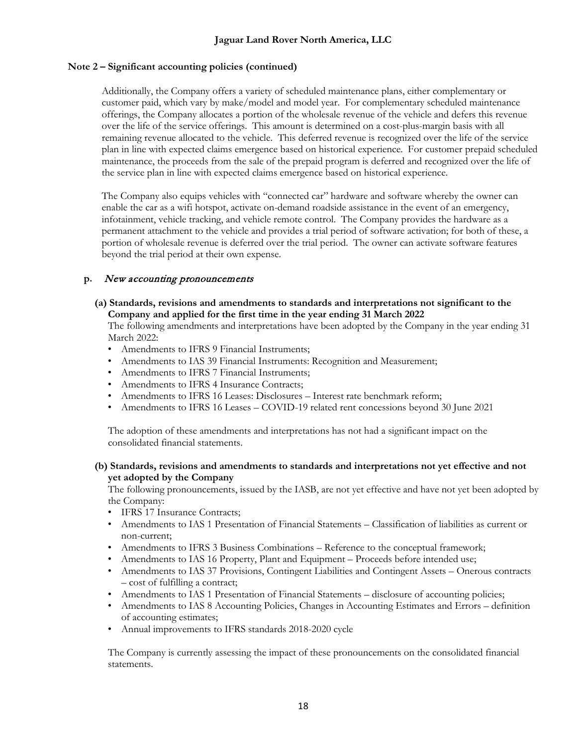## Note 2 – Significant accounting policies (continued)

Additionally, the Company offers a variety of scheduled maintenance plans, either complementary or customer paid, which vary by make/model and model year. For complementary scheduled maintenance offerings, the Company allocates a portion of the wholesale revenue of the vehicle and defers this revenue over the life of the service offerings. This amount is determined on a cost-plus-margin basis with all remaining revenue allocated to the vehicle. This deferred revenue is recognized over the life of the service plan in line with expected claims emergence based on historical experience. For customer prepaid scheduled maintenance, the proceeds from the sale of the prepaid program is deferred and recognized over the life of the service plan in line with expected claims emergence based on historical experience.

The Company also equips vehicles with "connected car" hardware and software whereby the owner can enable the car as a wifi hotspot, activate on-demand roadside assistance in the event of an emergency, infotainment, vehicle tracking, and vehicle remote control. The Company provides the hardware as a permanent attachment to the vehicle and provides a trial period of software activation; for both of these, a portion of wholesale revenue is deferred over the trial period. The owner can activate software features beyond the trial period at their own expense.

### p. *New accounting pronouncements*

**(a) Standards, revisions and amendments to standards and interpretations not significant to the Company and applied for the first time in the year ending 31 March 2022**

The following amendments and interpretations have been adopted by the Company in the year ending 31 March 2022:

- Amendments to IFRS 9 Financial Instruments;
- Amendments to IAS 39 Financial Instruments: Recognition and Measurement;
- Amendments to IFRS 7 Financial Instruments;
- Amendments to IFRS 4 Insurance Contracts;
- Amendments to IFRS 16 Leases: Disclosures – Interest rate benchmark reform;
- Amendments to IFRS 16 Leases – COVID-19 related rent concessions beyond 30 June 2021

The adoption of these amendments and interpretations has not had a significant impact on the consolidated financial statements.

**(b) Standards, revisions and amendments to standards and interpretations not yet effective and not yet adopted by the Company**

The following pronouncements, issued by the IASB, are not yet effective and have not yet been adopted by the Company:

- IFRS 17 Insurance Contracts;
- Amendments to IAS 1 Presentation of Financial Statements – Classification of liabilities as current or non-current;
- Amendments to IFRS 3 Business Combinations – Reference to the conceptual framework;
- Amendments to IAS 16 Property, Plant and Equipment – Proceeds before intended use;
- Amendments to IAS 37 Provisions, Contingent Liabilities and Contingent Assets – Onerous contracts – cost of fulfilling a contract;
- Amendments to IAS 1 Presentation of Financial Statements – disclosure of accounting policies;
- Amendments to IAS 8 Accounting Policies, Changes in Accounting Estimates and Errors – definition of accounting estimates;
- Annual improvements to IFRS standards 2018-2020 cycle

The Company is currently assessing the impact of these pronouncements on the consolidated financial statements.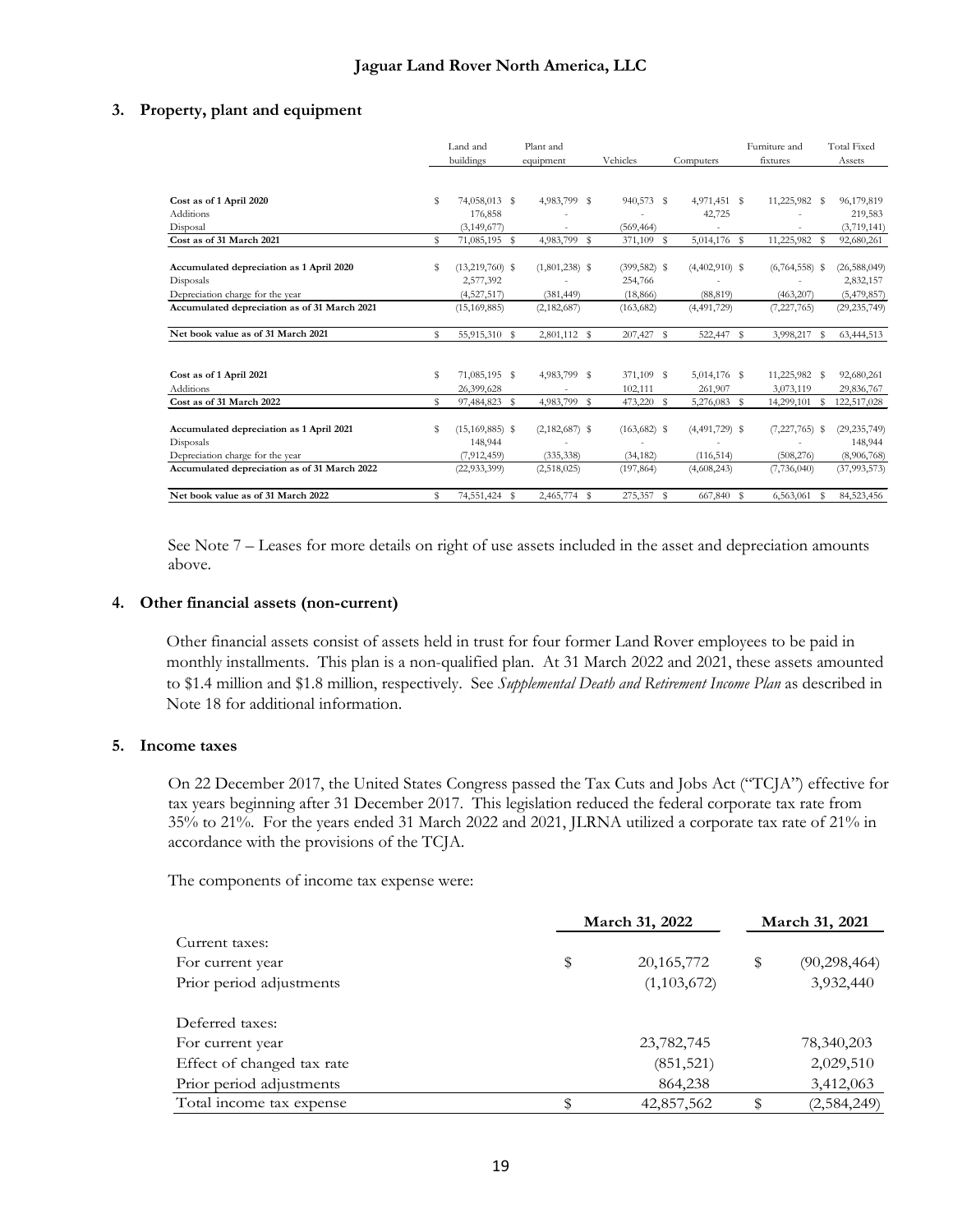## 3. Property, plant and equipment

| | Land and buildings | Plant and equipment | Vehicles | Computers | Furniture and fixtures | Total Fixed Assets |
|---|---|---|---|---|---|---|
| **Cost as of 1 April 2020** | $ 74,058,013 | $ 4,983,799 | $ 940,573 | $ 4,971,451 | $ 11,225,982 | $ 96,179,819 |
| Additions | 176,858 | - | - | 42,725 | - | 219,583 |
| Disposal | (3,149,677) | - | (569,464) | - | - | (3,719,141) |
| **Cost as of 31 March 2021** | $ 71,085,195 | $ 4,983,799 | $ 371,109 | $ 5,014,176 | $ 11,225,982 | $ 92,680,261 |
| | | | | | | |
| **Accumulated depreciation as 1 April 2020** | $ (13,219,760) | $ (1,801,238) | $ (399,582) | $ (4,402,910) | $ (6,764,558) | $ (26,588,049) |
| Disposals | 2,577,392 | - | 254,766 | - | - | 2,832,157 |
| Depreciation charge for the year | (4,527,517) | (381,449) | (18,866) | (88,819) | (463,207) | (5,479,857) |
| **Accumulated depreciation as of 31 March 2021** | (15,169,885) | (2,182,687) | (163,682) | (4,491,729) | (7,227,765) | (29,235,749) |
| | | | | | | |
| **Net book value as of 31 March 2021** | $ 55,915,310 | $ 2,801,112 | $ 207,427 | $ 522,447 | $ 3,998,217 | $ 63,444,513 |
| | | | | | | |
| **Cost as of 1 April 2021** | $ 71,085,195 | $ 4,983,799 | $ 371,109 | $ 5,014,176 | $ 11,225,982 | $ 92,680,261 |
| Additions | 26,399,628 | - | 102,111 | 261,907 | 3,073,119 | 29,836,767 |
| **Cost as of 31 March 2022** | $ 97,484,823 | $ 4,983,799 | $ 473,220 | $ 5,276,083 | $ 14,299,101 | $ 122,517,028 |
| | | | | | | |
| **Accumulated depreciation as 1 April 2021** | $ (15,169,885) | $ (2,182,687) | $ (163,682) | $ (4,491,729) | $ (7,227,765) | $ (29,235,749) |
| Disposals | 148,944 | - | - | - | - | 148,944 |
| Depreciation charge for the year | (7,912,459) | (335,338) | (34,182) | (116,514) | (508,276) | (8,906,768) |
| **Accumulated depreciation as of 31 March 2022** | (22,933,399) | (2,518,025) | (197,864) | (4,608,243) | (7,736,040) | (37,993,573) |
| | | | | | | |
| **Net book value as of 31 March 2022** | $ 74,551,424 | $ 2,465,774 | $ 275,357 | $ 667,840 | $ 6,563,061 | $ 84,523,456 |

See Note 7 – Leases for more details on right of use assets included in the asset and depreciation amounts above.

## 4. Other financial assets (non-current)

Other financial assets consist of assets held in trust for four former Land Rover employees to be paid in monthly installments. This plan is a non-qualified plan. At 31 March 2022 and 2021, these assets amounted to \$1.4 million and \$1.8 million, respectively. See *Supplemental Death and Retirement Income Plan* as described in Note 18 for additional information.

## 5. Income taxes

On 22 December 2017, the United States Congress passed the Tax Cuts and Jobs Act ("TCJA") effective for tax years beginning after 31 December 2017. This legislation reduced the federal corporate tax rate from 35% to 21%. For the years ended 31 March 2022 and 2021, JLRNA utilized a corporate tax rate of 21% in accordance with the provisions of the TCJA.

The components of income tax expense were:

| | March 31, 2022 | March 31, 2021 |
|---|---|---|
| Current taxes: | | |
| For current year | $ 20,165,772 | $ (90,298,464) |
| Prior period adjustments | (1,103,672) | 3,932,440 |
| | | |
| Deferred taxes: | | |
| For current year | 23,782,745 | 78,340,203 |
| Effect of changed tax rate | (851,521) | 2,029,510 |
| Prior period adjustments | 864,238 | 3,412,063 |
| Total income tax expense | $ 42,857,562 | $ (2,584,249) |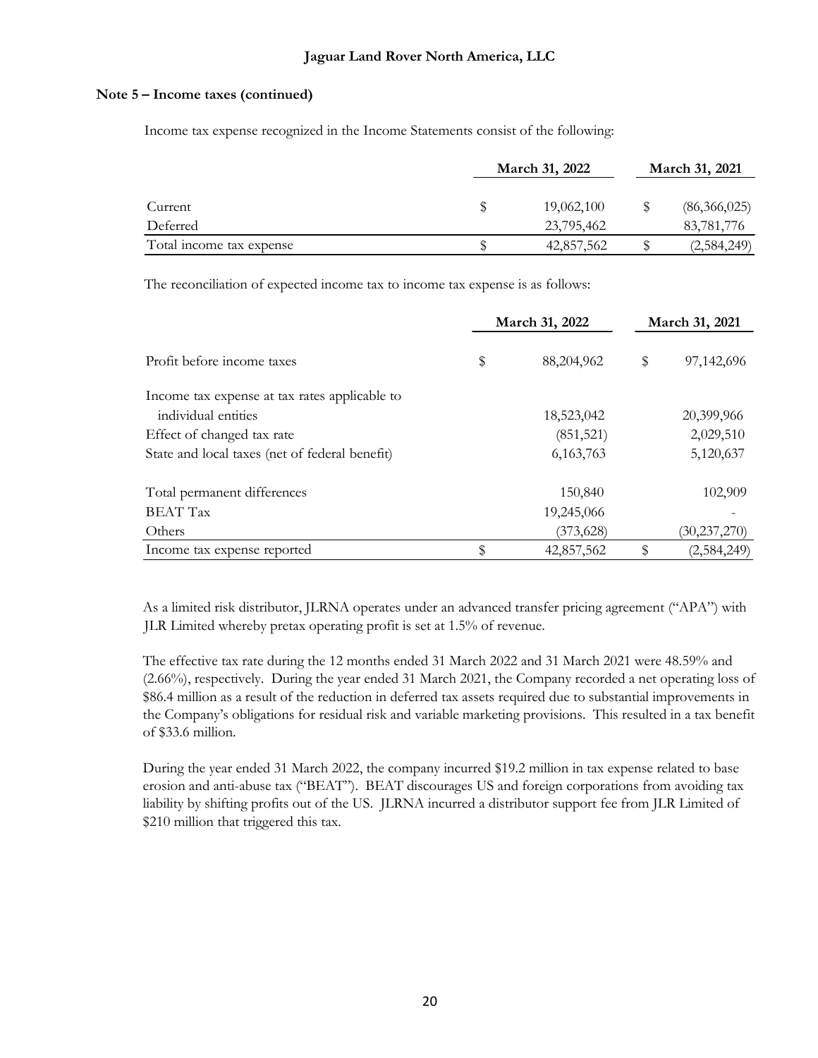**Jaguar Land Rover North America, LLC**

**Note 5 – Income taxes (continued)**

Income tax expense recognized in the Income Statements consist of the following:

| | March 31, 2022 | March 31, 2021 |
|---|---|---|
| Current | $ 19,062,100 | $ (86,366,025) |
| Deferred | 23,795,462 | 83,781,776 |
| Total income tax expense | $ 42,857,562 | $ (2,584,249) |

The reconciliation of expected income tax to income tax expense is as follows:

| | March 31, 2022 | March 31, 2021 |
|---|---|---|
| Profit before income taxes | $ 88,204,962 | $ 97,142,696 |
| Income tax expense at tax rates applicable to individual entities | 18,523,042 | 20,399,966 |
| Effect of changed tax rate | (851,521) | 2,029,510 |
| State and local taxes (net of federal benefit) | 6,163,763 | 5,120,637 |
| Total permanent differences | 150,840 | 102,909 |
| BEAT Tax | 19,245,066 | - |
| Others | (373,628) | (30,237,270) |
| Income tax expense reported | $ 42,857,562 | $ (2,584,249) |

As a limited risk distributor, JLRNA operates under an advanced transfer pricing agreement ("APA") with JLR Limited whereby pretax operating profit is set at 1.5% of revenue.

The effective tax rate during the 12 months ended 31 March 2022 and 31 March 2021 were 48.59% and (2.66%), respectively. During the year ended 31 March 2021, the Company recorded a net operating loss of $86.4 million as a result of the reduction in deferred tax assets required due to substantial improvements in the Company's obligations for residual risk and variable marketing provisions. This resulted in a tax benefit of $33.6 million.

During the year ended 31 March 2022, the company incurred $19.2 million in tax expense related to base erosion and anti-abuse tax ("BEAT"). BEAT discourages US and foreign corporations from avoiding tax liability by shifting profits out of the US. JLRNA incurred a distributor support fee from JLR Limited of $210 million that triggered this tax.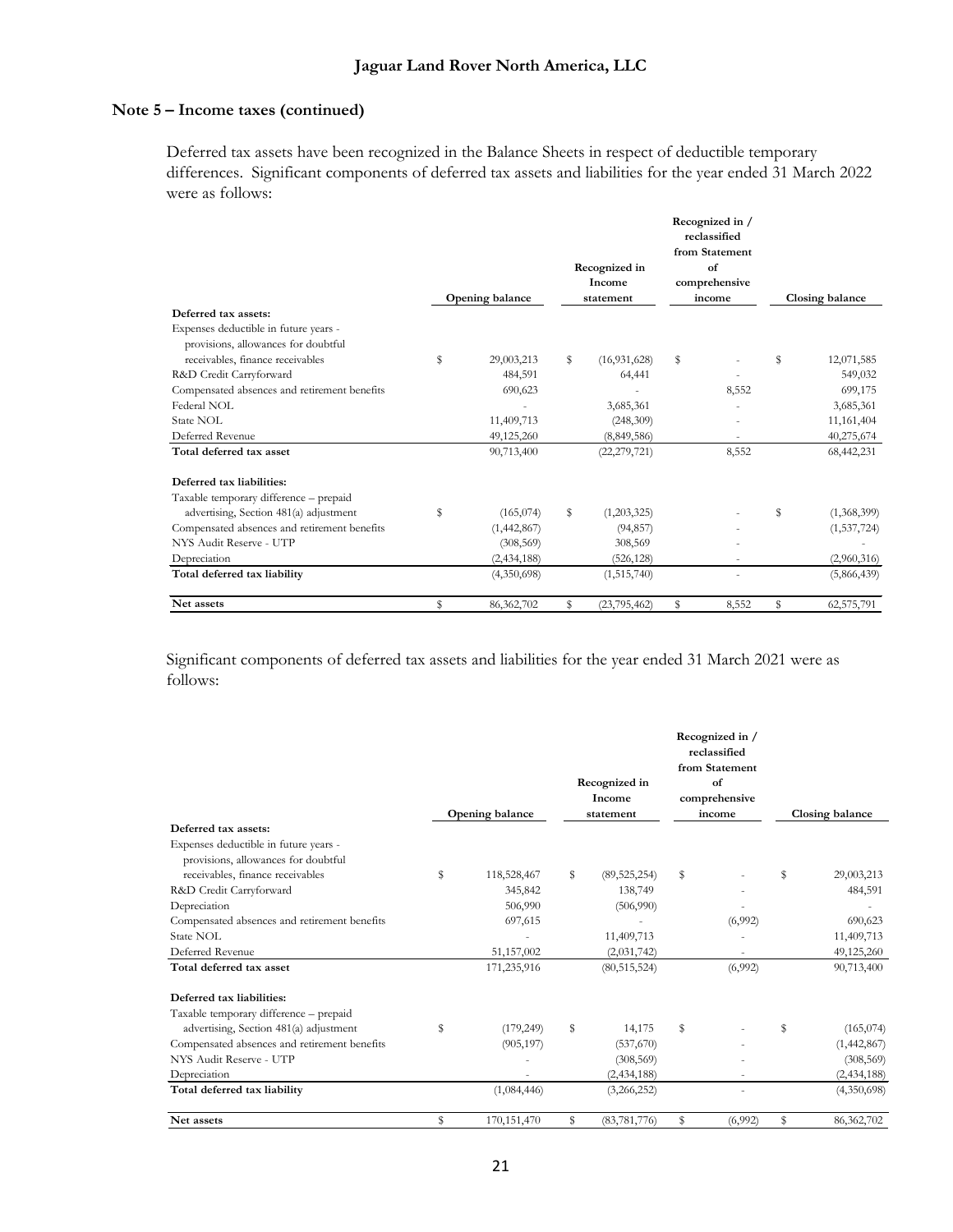## Note 5 – Income taxes (continued)

Deferred tax assets have been recognized in the Balance Sheets in respect of deductible temporary differences. Significant components of deferred tax assets and liabilities for the year ended 31 March 2022 were as follows:

| | Opening balance | Recognized in Income statement | Recognized in / reclassified from Statement of comprehensive income | Closing balance |
|---|---|---|---|---|
| **Deferred tax assets:** | | | | |
| Expenses deductible in future years - provisions, allowances for doubtful receivables, finance receivables | $ 29,003,213 | $ (16,931,628) | $ - | $ 12,071,585 |
| R&D Credit Carryforward | 484,591 | 64,441 | - | 549,032 |
| Compensated absences and retirement benefits | 690,623 | - | 8,552 | 699,175 |
| Federal NOL | - | 3,685,361 | - | 3,685,361 |
| State NOL | 11,409,713 | (248,309) | - | 11,161,404 |
| Deferred Revenue | 49,125,260 | (8,849,586) | - | 40,275,674 |
| **Total deferred tax asset** | 90,713,400 | (22,279,721) | 8,552 | 68,442,231 |
| **Deferred tax liabilities:** | | | | |
| Taxable temporary difference – prepaid advertising, Section 481(a) adjustment | $ (165,074) | $ (1,203,325) | - | $ (1,368,399) |
| Compensated absences and retirement benefits | (1,442,867) | (94,857) | - | (1,537,724) |
| NYS Audit Reserve - UTP | (308,569) | 308,569 | - | - |
| Depreciation | (2,434,188) | (526,128) | - | (2,960,316) |
| **Total deferred tax liability** | (4,350,698) | (1,515,740) | - | (5,866,439) |
| **Net assets** | $ 86,362,702 | $ (23,795,462) | $ 8,552 | $ 62,575,791 |

Significant components of deferred tax assets and liabilities for the year ended 31 March 2021 were as follows:

| | Opening balance | Recognized in Income statement | Recognized in / reclassified from Statement of comprehensive income | Closing balance |
|---|---|---|---|---|
| **Deferred tax assets:** | | | | |
| Expenses deductible in future years - provisions, allowances for doubtful receivables, finance receivables | $ 118,528,467 | $ (89,525,254) | $ - | $ 29,003,213 |
| R&D Credit Carryforward | 345,842 | 138,749 | - | 484,591 |
| Depreciation | 506,990 | (506,990) | - | - |
| Compensated absences and retirement benefits | 697,615 | - | (6,992) | 690,623 |
| State NOL | - | 11,409,713 | - | 11,409,713 |
| Deferred Revenue | 51,157,002 | (2,031,742) | - | 49,125,260 |
| **Total deferred tax asset** | 171,235,916 | (80,515,524) | (6,992) | 90,713,400 |
| **Deferred tax liabilities:** | | | | |
| Taxable temporary difference – prepaid advertising, Section 481(a) adjustment | $ (179,249) | $ 14,175 | $ - | $ (165,074) |
| Compensated absences and retirement benefits | (905,197) | (537,670) | - | (1,442,867) |
| NYS Audit Reserve - UTP | - | (308,569) | - | (308,569) |
| Depreciation | - | (2,434,188) | - | (2,434,188) |
| **Total deferred tax liability** | (1,084,446) | (3,266,252) | - | (4,350,698) |
| **Net assets** | $ 170,151,470 | $ (83,781,776) | $ (6,992) | $ 86,362,702 |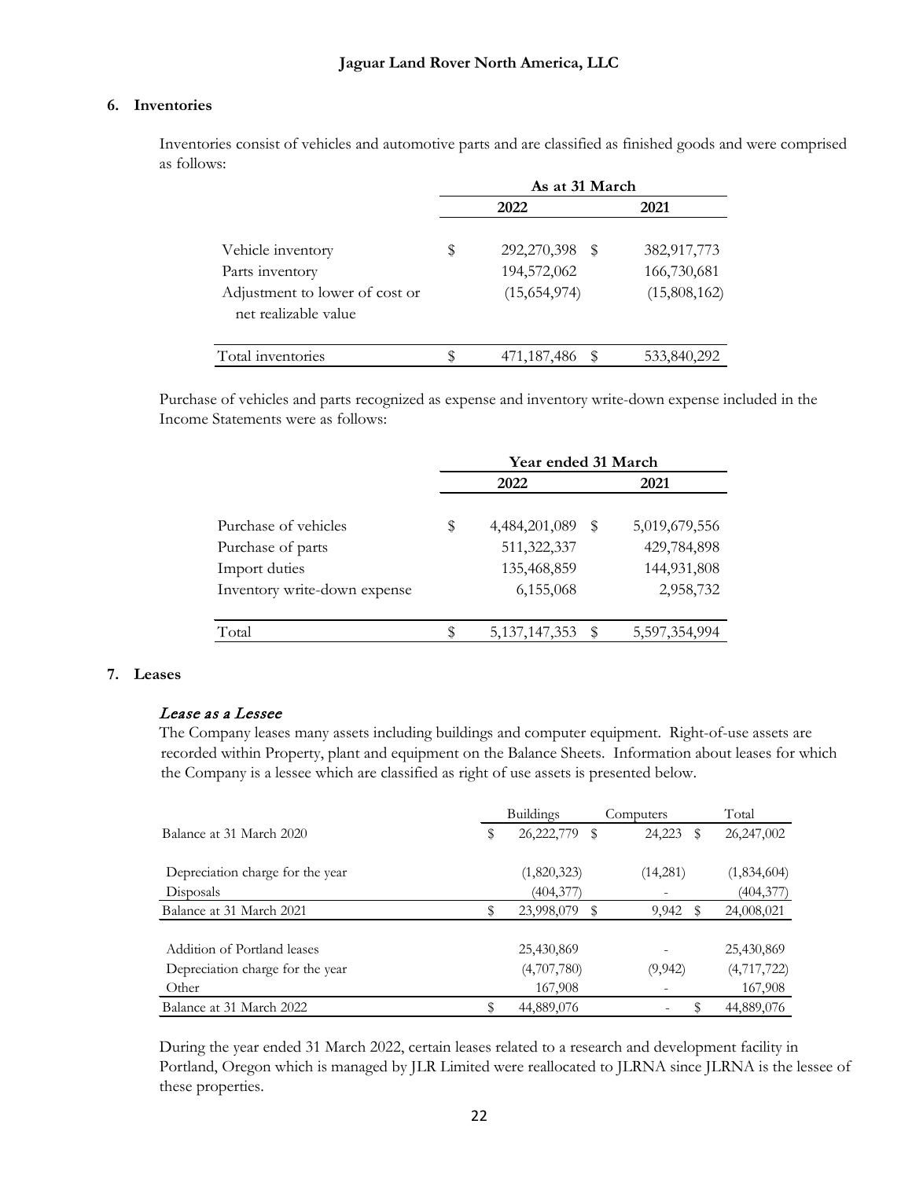Jaguar Land Rover North America, LLC

## 6. Inventories

Inventories consist of vehicles and automotive parts and are classified as finished goods and were comprised as follows:

| | As at 31 March | |
|---|---|---|
| | 2022 | 2021 |
| Vehicle inventory | $ 292,270,398 | $ 382,917,773 |
| Parts inventory | 194,572,062 | 166,730,681 |
| Adjustment to lower of cost or net realizable value | (15,654,974) | (15,808,162) |
| Total inventories | $ 471,187,486 | $ 533,840,292 |

Purchase of vehicles and parts recognized as expense and inventory write-down expense included in the Income Statements were as follows:

| | Year ended 31 March | |
|---|---|---|
| | 2022 | 2021 |
| Purchase of vehicles | $ 4,484,201,089 | $ 5,019,679,556 |
| Purchase of parts | 511,322,337 | 429,784,898 |
| Import duties | 135,468,859 | 144,931,808 |
| Inventory write-down expense | 6,155,068 | 2,958,732 |
| Total | $ 5,137,147,353 | $ 5,597,354,994 |

## 7. Leases

*Lease as a Lessee*

The Company leases many assets including buildings and computer equipment. Right-of-use assets are recorded within Property, plant and equipment on the Balance Sheets. Information about leases for which the Company is a lessee which are classified as right of use assets is presented below.

| | Buildings | Computers | Total |
|---|---|---|---|
| Balance at 31 March 2020 | $ 26,222,779 | $ 24,223 | $ 26,247,002 |
| Depreciation charge for the year | (1,820,323) | (14,281) | (1,834,604) |
| Disposals | (404,377) | - | (404,377) |
| Balance at 31 March 2021 | $ 23,998,079 | $ 9,942 | $ 24,008,021 |
| Addition of Portland leases | 25,430,869 | - | 25,430,869 |
| Depreciation charge for the year | (4,707,780) | (9,942) | (4,717,722) |
| Other | 167,908 | - | 167,908 |
| Balance at 31 March 2022 | $ 44,889,076 | - | $ 44,889,076 |

During the year ended 31 March 2022, certain leases related to a research and development facility in Portland, Oregon which is managed by JLR Limited were reallocated to JLRNA since JLRNA is the lessee of these properties.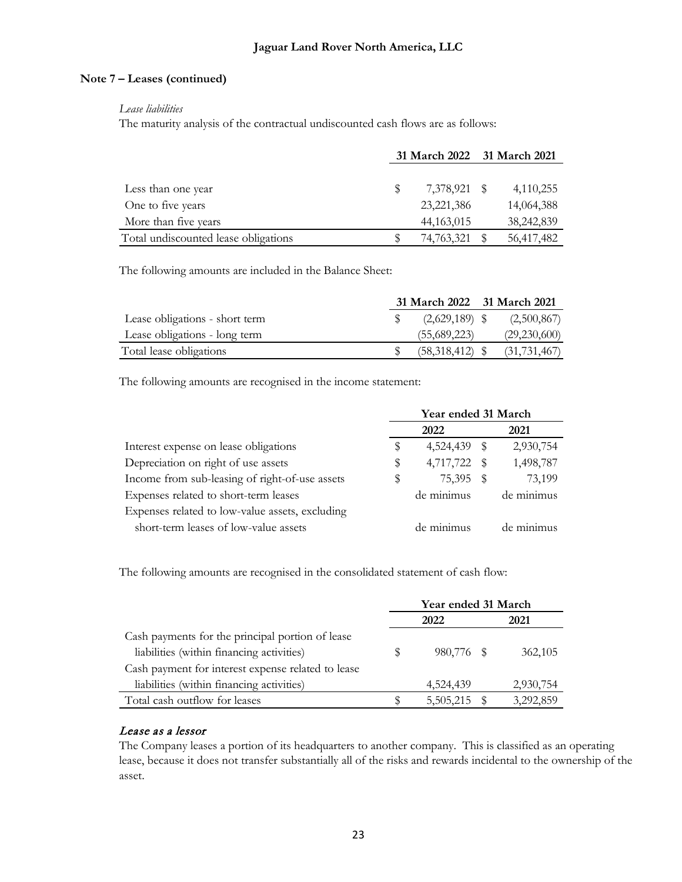# Jaguar Land Rover North America, LLC

## Note 7 – Leases (continued)

*Lease liabilities*

The maturity analysis of the contractual undiscounted cash flows are as follows:

| | 31 March 2022 | 31 March 2021 |
|---|---|---|
| Less than one year | $ 7,378,921 | $ 4,110,255 |
| One to five years | 23,221,386 | 14,064,388 |
| More than five years | 44,163,015 | 38,242,839 |
| Total undiscounted lease obligations | $ 74,763,321 | $ 56,417,482 |

The following amounts are included in the Balance Sheet:

| | 31 March 2022 | 31 March 2021 |
|---|---|---|
| Lease obligations - short term | $ (2,629,189) | $ (2,500,867) |
| Lease obligations - long term | (55,689,223) | (29,230,600) |
| Total lease obligations | $ (58,318,412) | $ (31,731,467) |

The following amounts are recognised in the income statement:

| | Year ended 31 March | |
|---|---|---|
| | 2022 | 2021 |
| Interest expense on lease obligations | $ 4,524,439 | $ 2,930,754 |
| Depreciation on right of use assets | $ 4,717,722 | $ 1,498,787 |
| Income from sub-leasing of right-of-use assets | $ 75,395 | $ 73,199 |
| Expenses related to short-term leases | de minimus | de minimus |
| Expenses related to low-value assets, excluding short-term leases of low-value assets | de minimus | de minimus |

The following amounts are recognised in the consolidated statement of cash flow:

| | Year ended 31 March | |
|---|---|---|
| | 2022 | 2021 |
| Cash payments for the principal portion of lease liabilities (within financing activities) | $ 980,776 | $ 362,105 |
| Cash payment for interest expense related to lease liabilities (within financing activities) | 4,524,439 | 2,930,754 |
| Total cash outflow for leases | $ 5,505,215 | $ 3,292,859 |

***Lease as a lessor***

The Company leases a portion of its headquarters to another company. This is classified as an operating lease, because it does not transfer substantially all of the risks and rewards incidental to the ownership of the asset.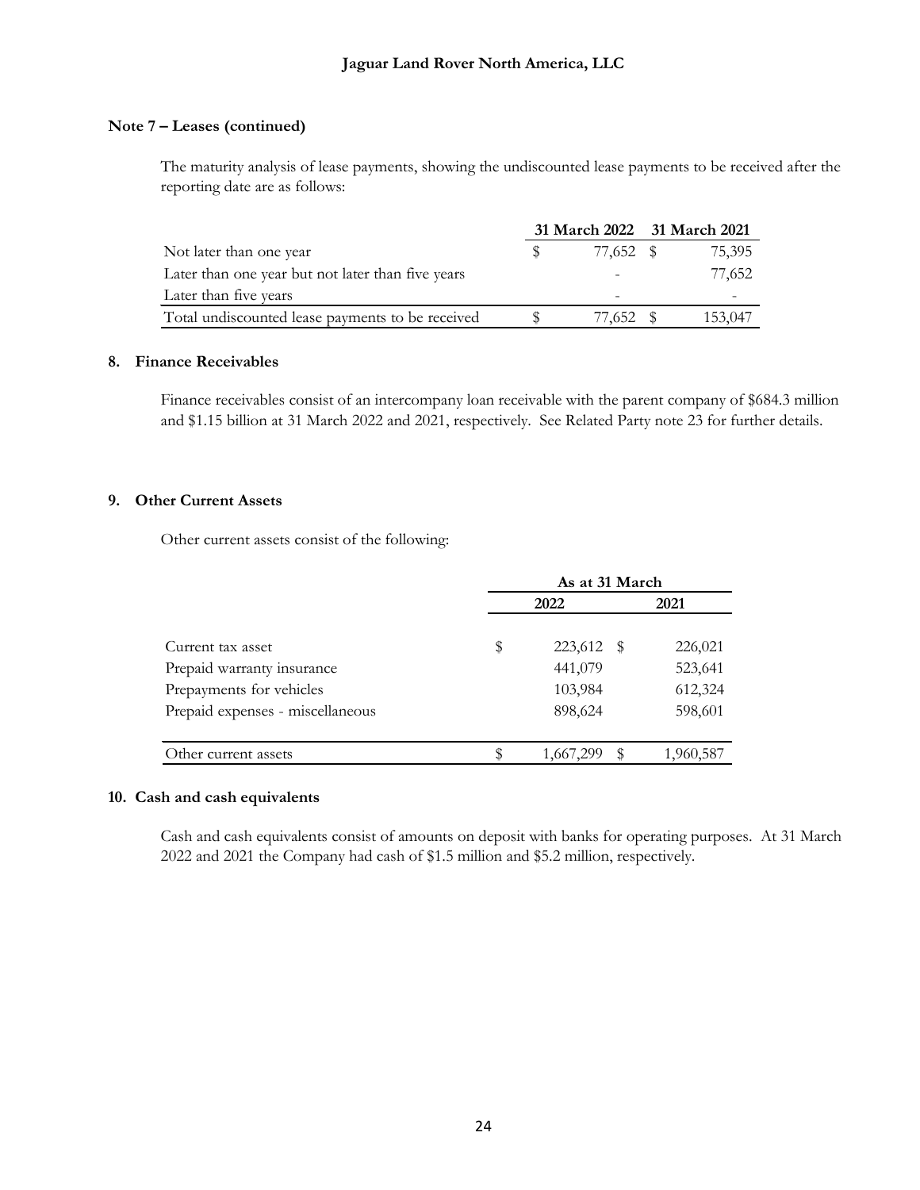### Note 7 – Leases (continued)

The maturity analysis of lease payments, showing the undiscounted lease payments to be received after the reporting date are as follows:

| | 31 March 2022 | 31 March 2021 |
|---|---|---|
| Not later than one year | $ 77,652 | $ 75,395 |
| Later than one year but not later than five years | - | 77,652 |
| Later than five years | - | - |
| Total undiscounted lease payments to be received | $ 77,652 | $ 153,047 |

### 8. Finance Receivables

Finance receivables consist of an intercompany loan receivable with the parent company of $684.3 million and $1.15 billion at 31 March 2022 and 2021, respectively. See Related Party note 23 for further details.

### 9. Other Current Assets

Other current assets consist of the following:

| | As at 31 March | |
|---|---|---|
| | 2022 | 2021 |
| Current tax asset | $ 223,612 | $ 226,021 |
| Prepaid warranty insurance | 441,079 | 523,641 |
| Prepayments for vehicles | 103,984 | 612,324 |
| Prepaid expenses - miscellaneous | 898,624 | 598,601 |
| Other current assets | $ 1,667,299 | $ 1,960,587 |

### 10. Cash and cash equivalents

Cash and cash equivalents consist of amounts on deposit with banks for operating purposes. At 31 March 2022 and 2021 the Company had cash of $1.5 million and $5.2 million, respectively.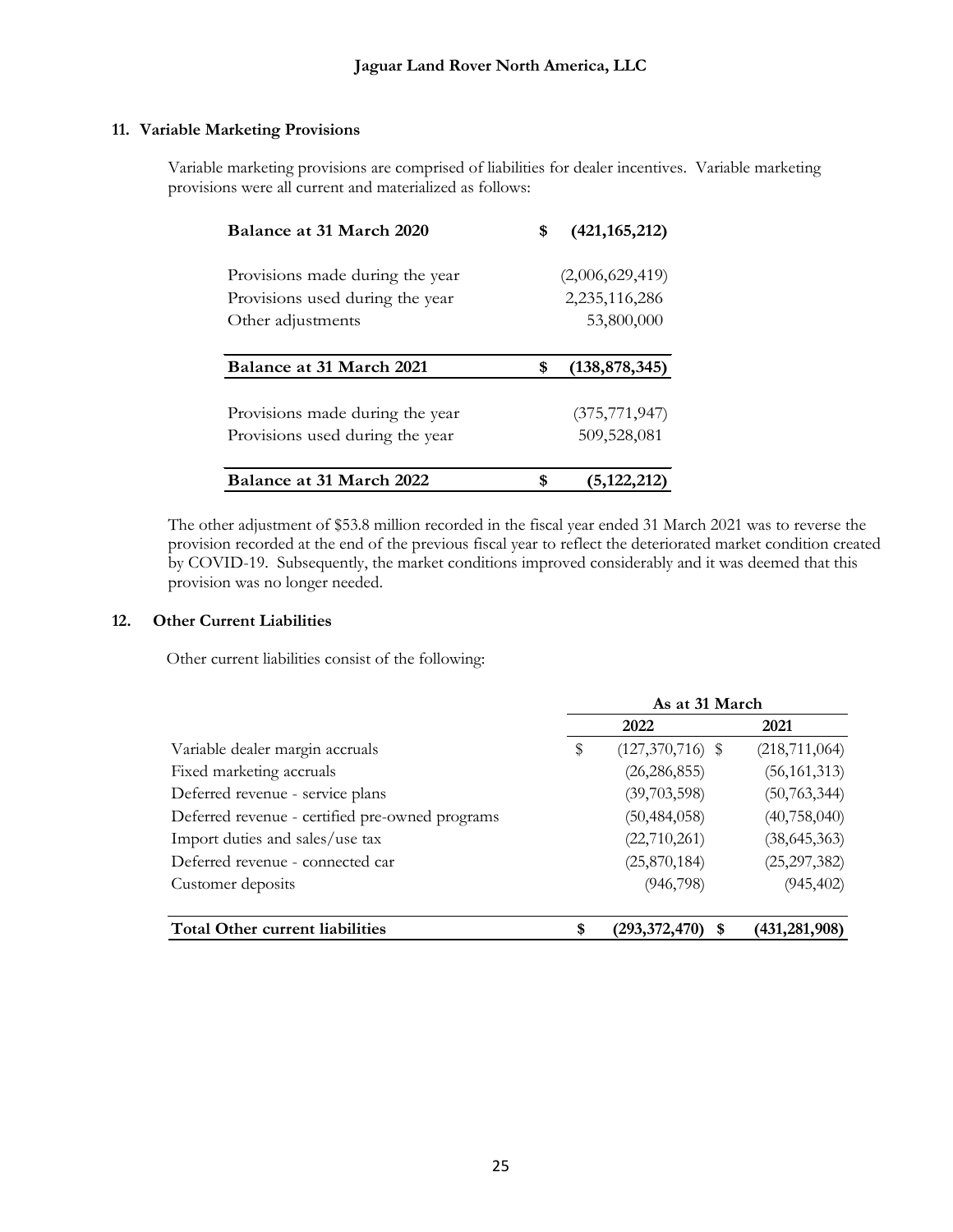## 11. Variable Marketing Provisions

Variable marketing provisions are comprised of liabilities for dealer incentives. Variable marketing provisions were all current and materialized as follows:

| | | |
|---|---|---|
| **Balance at 31 March 2020** | **$** | **(421,165,212)** |
| Provisions made during the year | | (2,006,629,419) |
| Provisions used during the year | | 2,235,116,286 |
| Other adjustments | | 53,800,000 |
| **Balance at 31 March 2021** | **$** | **(138,878,345)** |
| Provisions made during the year | | (375,771,947) |
| Provisions used during the year | | 509,528,081 |
| **Balance at 31 March 2022** | **$** | **(5,122,212)** |

The other adjustment of $53.8 million recorded in the fiscal year ended 31 March 2021 was to reverse the provision recorded at the end of the previous fiscal year to reflect the deteriorated market condition created by COVID-19. Subsequently, the market conditions improved considerably and it was deemed that this provision was no longer needed.

## 12. Other Current Liabilities

Other current liabilities consist of the following:

| | As at 31 March | |
|---|---|---|
| | 2022 | 2021 |
| Variable dealer margin accruals | $ (127,370,716) | $ (218,711,064) |
| Fixed marketing accruals | (26,286,855) | (56,161,313) |
| Deferred revenue - service plans | (39,703,598) | (50,763,344) |
| Deferred revenue - certified pre-owned programs | (50,484,058) | (40,758,040) |
| Import duties and sales/use tax | (22,710,261) | (38,645,363) |
| Deferred revenue - connected car | (25,870,184) | (25,297,382) |
| Customer deposits | (946,798) | (945,402) |
| **Total Other current liabilities** | **$ (293,372,470)** | **$ (431,281,908)** |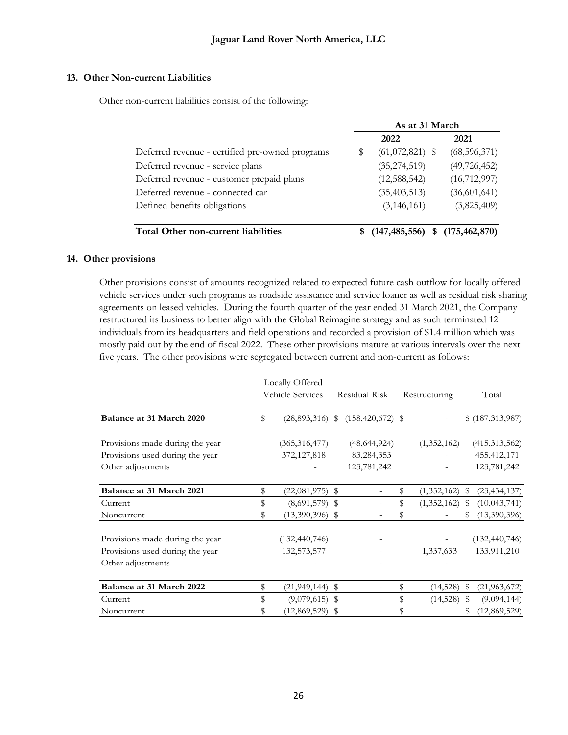## 13. Other Non-current Liabilities

Other non-current liabilities consist of the following:

| | As at 31 March | |
|---|---|---|
| | 2022 | 2021 |
| Deferred revenue - certified pre-owned programs | $ (61,072,821) | $ (68,596,371) |
| Deferred revenue - service plans | (35,274,519) | (49,726,452) |
| Deferred revenue - customer prepaid plans | (12,588,542) | (16,712,997) |
| Deferred revenue - connected car | (35,403,513) | (36,601,641) |
| Defined benefits obligations | (3,146,161) | (3,825,409) |
| **Total Other non-current liabilities** | **$ (147,485,556)** | **$ (175,462,870)** |

## 14. Other provisions

Other provisions consist of amounts recognized related to expected future cash outflow for locally offered vehicle services under such programs as roadside assistance and service loaner as well as residual risk sharing agreements on leased vehicles. During the fourth quarter of the year ended 31 March 2021, the Company restructured its business to better align with the Global Reimagine strategy and as such terminated 12 individuals from its headquarters and field operations and recorded a provision of $1.4 million which was mostly paid out by the end of fiscal 2022. These other provisions mature at various intervals over the next five years. The other provisions were segregated between current and non-current as follows:

| | Locally Offered Vehicle Services | Residual Risk | Restructuring | Total |
|---|---|---|---|---|
| **Balance at 31 March 2020** | $ (28,893,316) | $ (158,420,672) | $ - | $ (187,313,987) |
| Provisions made during the year | (365,316,477) | (48,644,924) | (1,352,162) | (415,313,562) |
| Provisions used during the year | 372,127,818 | 83,284,353 | - | 455,412,171 |
| Other adjustments | - | 123,781,242 | - | 123,781,242 |
| **Balance at 31 March 2021** | $ (22,081,975) | $ - | $ (1,352,162) | $ (23,434,137) |
| Current | $ (8,691,579) | $ - | $ (1,352,162) | $ (10,043,741) |
| Noncurrent | $ (13,390,396) | $ - | $ - | $ (13,390,396) |
| Provisions made during the year | (132,440,746) | - | - | (132,440,746) |
| Provisions used during the year | 132,573,577 | - | 1,337,633 | 133,911,210 |
| Other adjustments | - | - | - | - |
| **Balance at 31 March 2022** | $ (21,949,144) | $ - | $ (14,528) | $ (21,963,672) |
| Current | $ (9,079,615) | $ - | $ (14,528) | $ (9,094,144) |
| Noncurrent | $ (12,869,529) | $ - | $ - | $ (12,869,529) |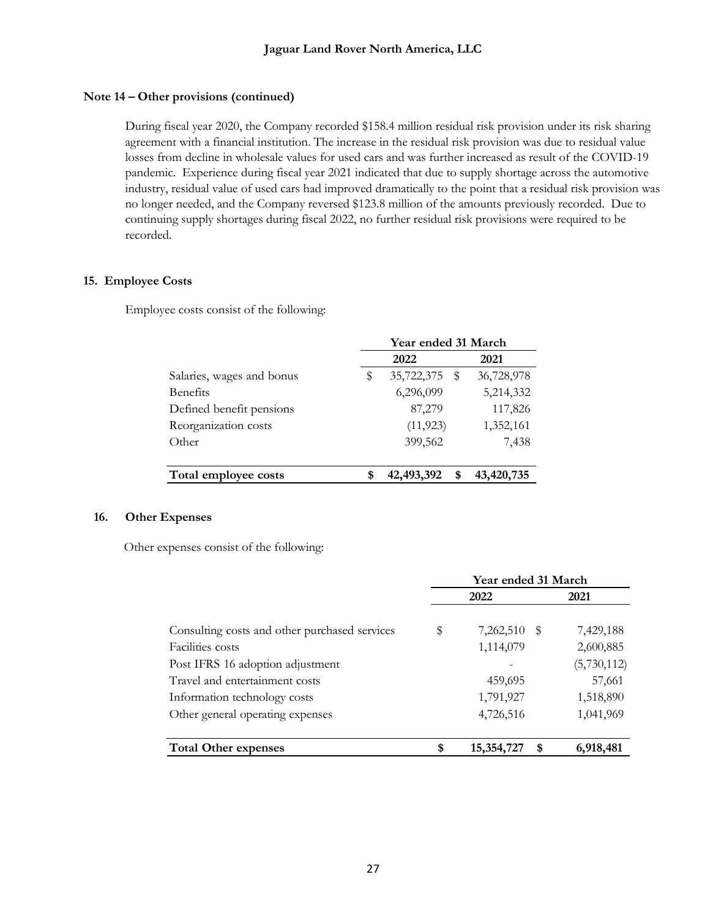## Note 14 – Other provisions (continued)

During fiscal year 2020, the Company recorded $158.4 million residual risk provision under its risk sharing agreement with a financial institution. The increase in the residual risk provision was due to residual value losses from decline in wholesale values for used cars and was further increased as result of the COVID-19 pandemic. Experience during fiscal year 2021 indicated that due to supply shortage across the automotive industry, residual value of used cars had improved dramatically to the point that a residual risk provision was no longer needed, and the Company reversed $123.8 million of the amounts previously recorded. Due to continuing supply shortages during fiscal 2022, no further residual risk provisions were required to be recorded.

## 15. Employee Costs

Employee costs consist of the following:

| | Year ended 31 March | |
|---|---|---|
| | **2022** | **2021** |
| Salaries, wages and bonus | $ 35,722,375 | $ 36,728,978 |
| Benefits | 6,296,099 | 5,214,332 |
| Defined benefit pensions | 87,279 | 117,826 |
| Reorganization costs | (11,923) | 1,352,161 |
| Other | 399,562 | 7,438 |
| **Total employee costs** | **$ 42,493,392** | **$ 43,420,735** |

## 16. Other Expenses

Other expenses consist of the following:

| | Year ended 31 March | |
|---|---|---|
| | **2022** | **2021** |
| Consulting costs and other purchased services | $ 7,262,510 | $ 7,429,188 |
| Facilities costs | 1,114,079 | 2,600,885 |
| Post IFRS 16 adoption adjustment | - | (5,730,112) |
| Travel and entertainment costs | 459,695 | 57,661 |
| Information technology costs | 1,791,927 | 1,518,890 |
| Other general operating expenses | 4,726,516 | 1,041,969 |
| **Total Other expenses** | **$ 15,354,727** | **$ 6,918,481** |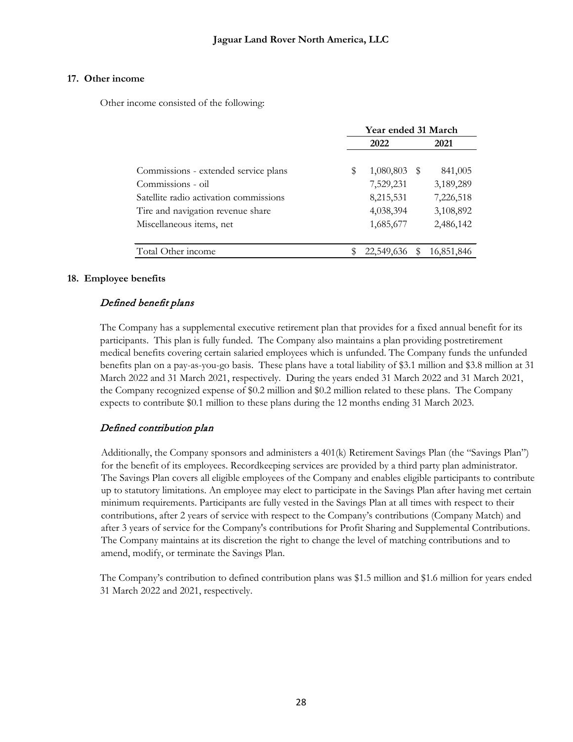## 17. Other income

Other income consisted of the following:

| | Year ended 31 March | |
|---|---|---|
| | 2022 | 2021 |
| Commissions - extended service plans | $ 1,080,803 | $ 841,005 |
| Commissions - oil | 7,529,231 | 3,189,289 |
| Satellite radio activation commissions | 8,215,531 | 7,226,518 |
| Tire and navigation revenue share | 4,038,394 | 3,108,892 |
| Miscellaneous items, net | 1,685,677 | 2,486,142 |
| Total Other income | $ 22,549,636 | $ 16,851,846 |

## 18. Employee benefits

### *Defined benefit plans*

The Company has a supplemental executive retirement plan that provides for a fixed annual benefit for its participants. This plan is fully funded. The Company also maintains a plan providing postretirement medical benefits covering certain salaried employees which is unfunded. The Company funds the unfunded benefits plan on a pay-as-you-go basis. These plans have a total liability of $3.1 million and $3.8 million at 31 March 2022 and 31 March 2021, respectively. During the years ended 31 March 2022 and 31 March 2021, the Company recognized expense of $0.2 million and $0.2 million related to these plans. The Company expects to contribute $0.1 million to these plans during the 12 months ending 31 March 2023.

### *Defined contribution plan*

Additionally, the Company sponsors and administers a 401(k) Retirement Savings Plan (the "Savings Plan") for the benefit of its employees. Recordkeeping services are provided by a third party plan administrator. The Savings Plan covers all eligible employees of the Company and enables eligible participants to contribute up to statutory limitations. An employee may elect to participate in the Savings Plan after having met certain minimum requirements. Participants are fully vested in the Savings Plan at all times with respect to their contributions, after 2 years of service with respect to the Company's contributions (Company Match) and after 3 years of service for the Company's contributions for Profit Sharing and Supplemental Contributions. The Company maintains at its discretion the right to change the level of matching contributions and to amend, modify, or terminate the Savings Plan.

The Company's contribution to defined contribution plans was $1.5 million and $1.6 million for years ended 31 March 2022 and 2021, respectively.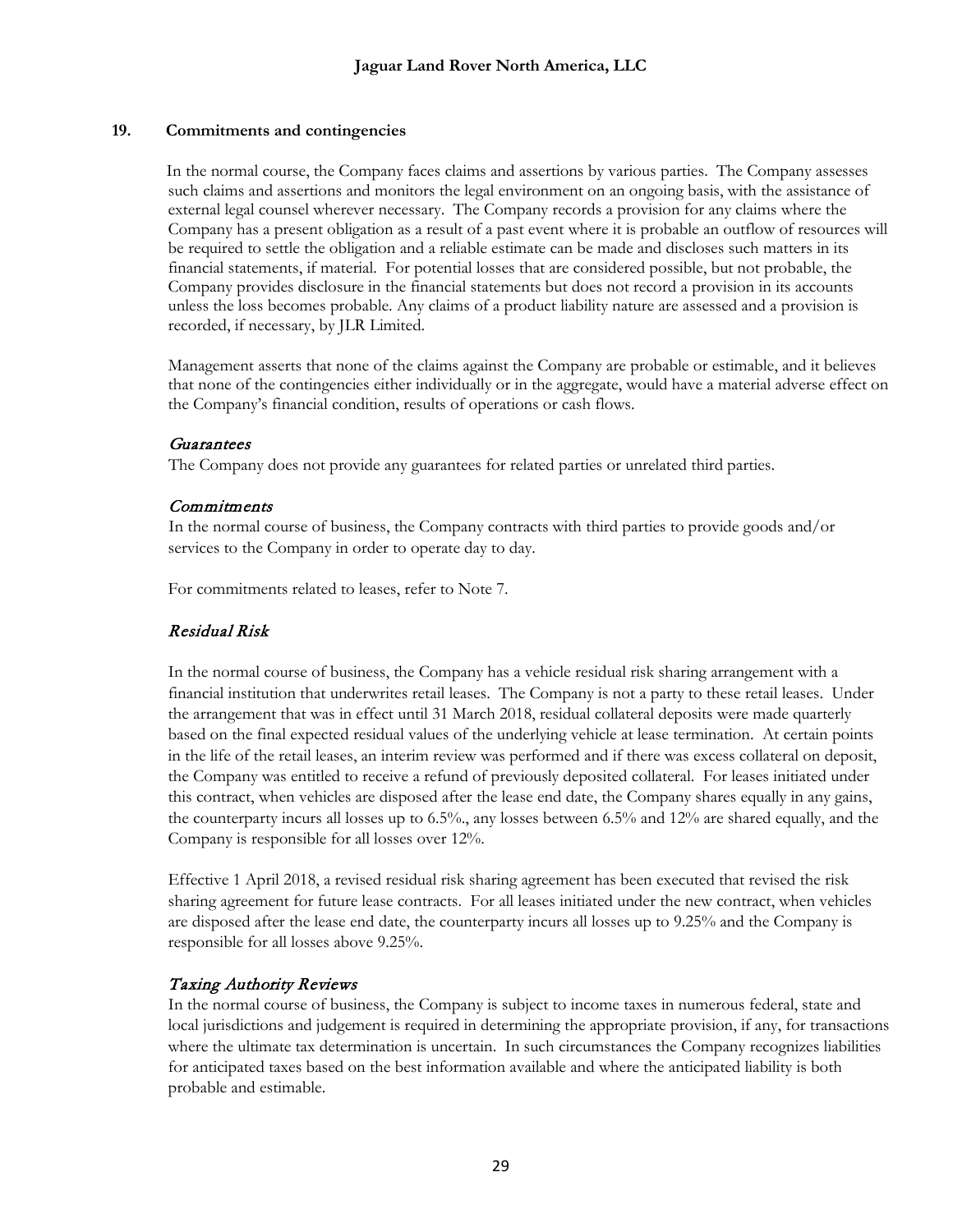## 19. Commitments and contingencies

In the normal course, the Company faces claims and assertions by various parties. The Company assesses such claims and assertions and monitors the legal environment on an ongoing basis, with the assistance of external legal counsel wherever necessary. The Company records a provision for any claims where the Company has a present obligation as a result of a past event where it is probable an outflow of resources will be required to settle the obligation and a reliable estimate can be made and discloses such matters in its financial statements, if material. For potential losses that are considered possible, but not probable, the Company provides disclosure in the financial statements but does not record a provision in its accounts unless the loss becomes probable. Any claims of a product liability nature are assessed and a provision is recorded, if necessary, by JLR Limited.

Management asserts that none of the claims against the Company are probable or estimable, and it believes that none of the contingencies either individually or in the aggregate, would have a material adverse effect on the Company's financial condition, results of operations or cash flows.

### *Guarantees*

The Company does not provide any guarantees for related parties or unrelated third parties.

### *Commitments*

In the normal course of business, the Company contracts with third parties to provide goods and/or services to the Company in order to operate day to day.

For commitments related to leases, refer to Note 7.

### *Residual Risk*

In the normal course of business, the Company has a vehicle residual risk sharing arrangement with a financial institution that underwrites retail leases. The Company is not a party to these retail leases. Under the arrangement that was in effect until 31 March 2018, residual collateral deposits were made quarterly based on the final expected residual values of the underlying vehicle at lease termination. At certain points in the life of the retail leases, an interim review was performed and if there was excess collateral on deposit, the Company was entitled to receive a refund of previously deposited collateral. For leases initiated under this contract, when vehicles are disposed after the lease end date, the Company shares equally in any gains, the counterparty incurs all losses up to 6.5%., any losses between 6.5% and 12% are shared equally, and the Company is responsible for all losses over 12%.

Effective 1 April 2018, a revised residual risk sharing agreement has been executed that revised the risk sharing agreement for future lease contracts. For all leases initiated under the new contract, when vehicles are disposed after the lease end date, the counterparty incurs all losses up to 9.25% and the Company is responsible for all losses above 9.25%.

### *Taxing Authority Reviews*

In the normal course of business, the Company is subject to income taxes in numerous federal, state and local jurisdictions and judgement is required in determining the appropriate provision, if any, for transactions where the ultimate tax determination is uncertain. In such circumstances the Company recognizes liabilities for anticipated taxes based on the best information available and where the anticipated liability is both probable and estimable.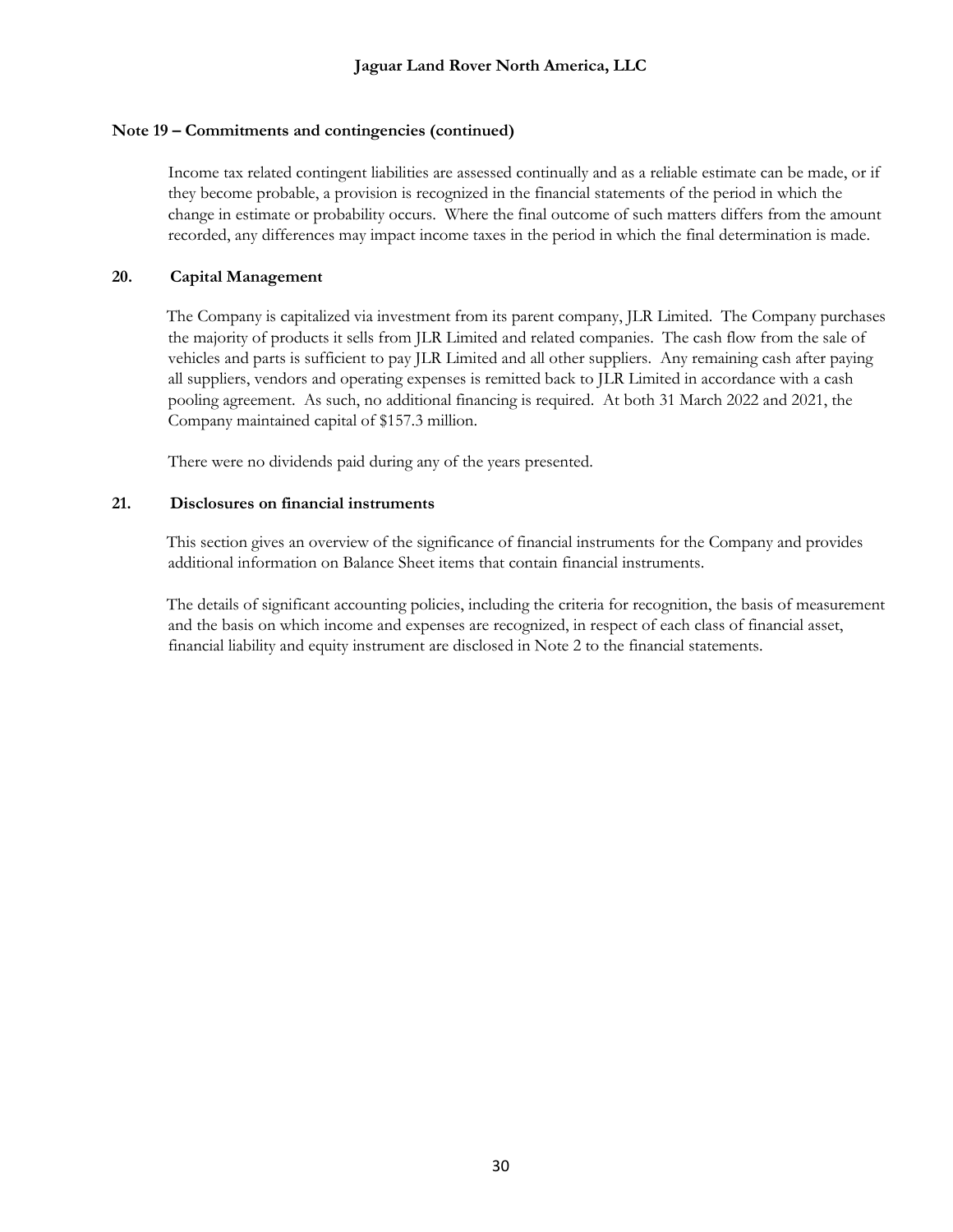## Note 19 – Commitments and contingencies (continued)

Income tax related contingent liabilities are assessed continually and as a reliable estimate can be made, or if they become probable, a provision is recognized in the financial statements of the period in which the change in estimate or probability occurs. Where the final outcome of such matters differs from the amount recorded, any differences may impact income taxes in the period in which the final determination is made.

## 20. Capital Management

The Company is capitalized via investment from its parent company, JLR Limited. The Company purchases the majority of products it sells from JLR Limited and related companies. The cash flow from the sale of vehicles and parts is sufficient to pay JLR Limited and all other suppliers. Any remaining cash after paying all suppliers, vendors and operating expenses is remitted back to JLR Limited in accordance with a cash pooling agreement. As such, no additional financing is required. At both 31 March 2022 and 2021, the Company maintained capital of $157.3 million.

There were no dividends paid during any of the years presented.

## 21. Disclosures on financial instruments

This section gives an overview of the significance of financial instruments for the Company and provides additional information on Balance Sheet items that contain financial instruments.

The details of significant accounting policies, including the criteria for recognition, the basis of measurement and the basis on which income and expenses are recognized, in respect of each class of financial asset, financial liability and equity instrument are disclosed in Note 2 to the financial statements.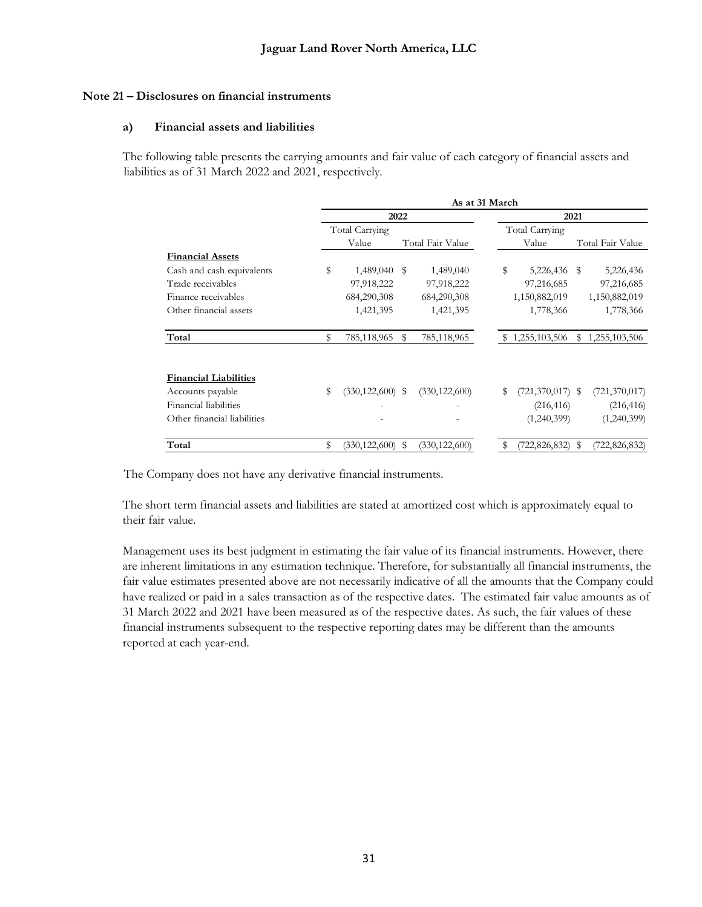**Jaguar Land Rover North America, LLC**

## Note 21 – Disclosures on financial instruments

### a) Financial assets and liabilities

The following table presents the carrying amounts and fair value of each category of financial assets and liabilities as of 31 March 2022 and 2021, respectively.

| | As at 31 March | | | |
|---|---|---|---|---|
| | 2022 | | 2021 | |
| | Total Carrying Value | Total Fair Value | Total Carrying Value | Total Fair Value |
| **Financial Assets** | | | | |
| Cash and cash equivalents | $ 1,489,040 | $ 1,489,040 | $ 5,226,436 | $ 5,226,436 |
| Trade receivables | 97,918,222 | 97,918,222 | 97,216,685 | 97,216,685 |
| Finance receivables | 684,290,308 | 684,290,308 | 1,150,882,019 | 1,150,882,019 |
| Other financial assets | 1,421,395 | 1,421,395 | 1,778,366 | 1,778,366 |
| **Total** | $ 785,118,965 | $ 785,118,965 | $ 1,255,103,506 | $ 1,255,103,506 |
| **Financial Liabilities** | | | | |
| Accounts payable | $ (330,122,600) | $ (330,122,600) | $ (721,370,017) | $ (721,370,017) |
| Financial liabilities | - | - | (216,416) | (216,416) |
| Other financial liabilities | - | - | (1,240,399) | (1,240,399) |
| **Total** | $ (330,122,600) | $ (330,122,600) | $ (722,826,832) | $ (722,826,832) |

The Company does not have any derivative financial instruments.

The short term financial assets and liabilities are stated at amortized cost which is approximately equal to their fair value.

Management uses its best judgment in estimating the fair value of its financial instruments. However, there are inherent limitations in any estimation technique. Therefore, for substantially all financial instruments, the fair value estimates presented above are not necessarily indicative of all the amounts that the Company could have realized or paid in a sales transaction as of the respective dates. The estimated fair value amounts as of 31 March 2022 and 2021 have been measured as of the respective dates. As such, the fair values of these financial instruments subsequent to the respective reporting dates may be different than the amounts reported at each year-end.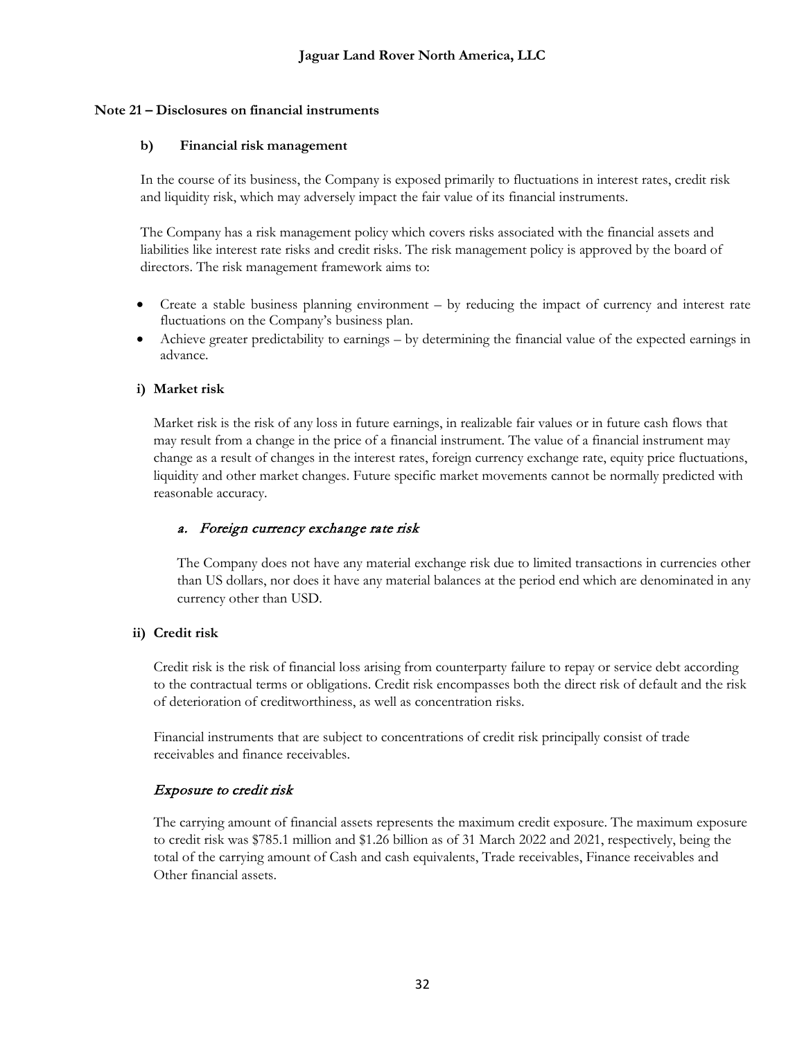## Note 21 – Disclosures on financial instruments

### b) Financial risk management

In the course of its business, the Company is exposed primarily to fluctuations in interest rates, credit risk and liquidity risk, which may adversely impact the fair value of its financial instruments.

The Company has a risk management policy which covers risks associated with the financial assets and liabilities like interest rate risks and credit risks. The risk management policy is approved by the board of directors. The risk management framework aims to:

- Create a stable business planning environment – by reducing the impact of currency and interest rate fluctuations on the Company's business plan.
- Achieve greater predictability to earnings – by determining the financial value of the expected earnings in advance.

#### i) Market risk

Market risk is the risk of any loss in future earnings, in realizable fair values or in future cash flows that may result from a change in the price of a financial instrument. The value of a financial instrument may change as a result of changes in the interest rates, foreign currency exchange rate, equity price fluctuations, liquidity and other market changes. Future specific market movements cannot be normally predicted with reasonable accuracy.

##### *a. Foreign currency exchange rate risk*

The Company does not have any material exchange risk due to limited transactions in currencies other than US dollars, nor does it have any material balances at the period end which are denominated in any currency other than USD.

#### ii) Credit risk

Credit risk is the risk of financial loss arising from counterparty failure to repay or service debt according to the contractual terms or obligations. Credit risk encompasses both the direct risk of default and the risk of deterioration of creditworthiness, as well as concentration risks.

Financial instruments that are subject to concentrations of credit risk principally consist of trade receivables and finance receivables.

##### *Exposure to credit risk*

The carrying amount of financial assets represents the maximum credit exposure. The maximum exposure to credit risk was $785.1 million and $1.26 billion as of 31 March 2022 and 2021, respectively, being the total of the carrying amount of Cash and cash equivalents, Trade receivables, Finance receivables and Other financial assets.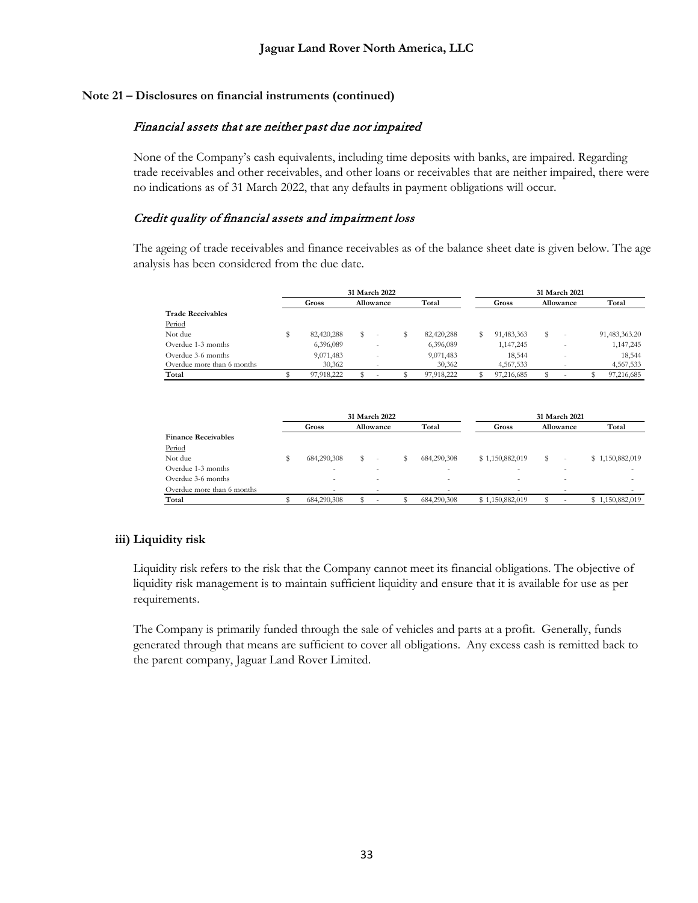### Note 21 – Disclosures on financial instruments (continued)

*Financial assets that are neither past due nor impaired*

None of the Company's cash equivalents, including time deposits with banks, are impaired. Regarding trade receivables and other receivables, and other loans or receivables that are neither impaired, there were no indications as of 31 March 2022, that any defaults in payment obligations will occur.

*Credit quality of financial assets and impairment loss*

The ageing of trade receivables and finance receivables as of the balance sheet date is given below. The age analysis has been considered from the due date.

| | 31 March 2022 | | | 31 March 2021 | | |
|---|---|---|---|---|---|---|
| | Gross | Allowance | Total | Gross | Allowance | Total |
| **Trade Receivables** | | | | | | |
| Period | | | | | | |
| Not due | $ 82,420,288 | $ - | $ 82,420,288 | $ 91,483,363 | $ - | 91,483,363.20 |
| Overdue 1-3 months | 6,396,089 | - | 6,396,089 | 1,147,245 | - | 1,147,245 |
| Overdue 3-6 months | 9,071,483 | - | 9,071,483 | 18,544 | - | 18,544 |
| Overdue more than 6 months | 30,362 | - | 30,362 | 4,567,533 | - | 4,567,533 |
| **Total** | $ 97,918,222 | $ - | $ 97,918,222 | $ 97,216,685 | $ - | $ 97,216,685 |

| | 31 March 2022 | | | 31 March 2021 | | |
|---|---|---|---|---|---|---|
| | Gross | Allowance | Total | Gross | Allowance | Total |
| **Finance Receivables** | | | | | | |
| Period | | | | | | |
| Not due | $ 684,290,308 | $ - | $ 684,290,308 | $ 1,150,882,019 | $ - | $ 1,150,882,019 |
| Overdue 1-3 months | - | - | - | - | - | - |
| Overdue 3-6 months | - | - | - | - | - | - |
| Overdue more than 6 months | - | - | - | - | - | - |
| **Total** | $ 684,290,308 | $ - | $ 684,290,308 | $ 1,150,882,019 | $ - | $ 1,150,882,019 |

### iii) Liquidity risk

Liquidity risk refers to the risk that the Company cannot meet its financial obligations. The objective of liquidity risk management is to maintain sufficient liquidity and ensure that it is available for use as per requirements.

The Company is primarily funded through the sale of vehicles and parts at a profit. Generally, funds generated through that means are sufficient to cover all obligations. Any excess cash is remitted back to the parent company, Jaguar Land Rover Limited.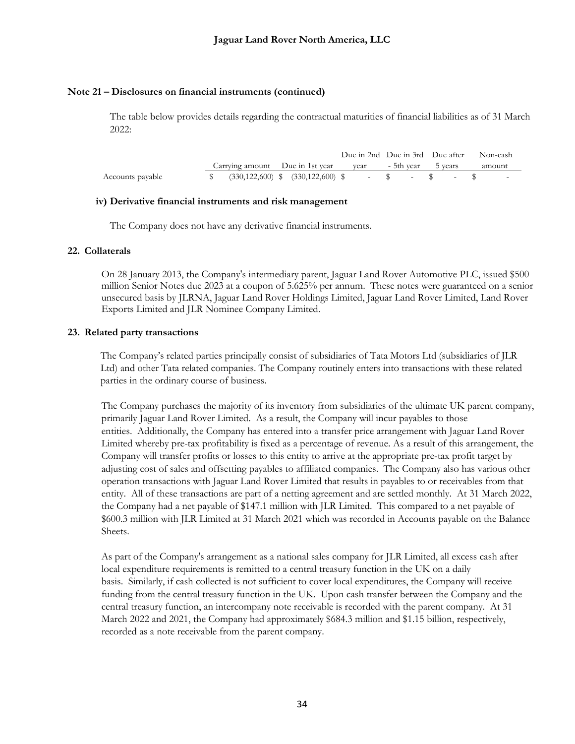## Note 21 – Disclosures on financial instruments (continued)

The table below provides details regarding the contractual maturities of financial liabilities as of 31 March 2022:

| | Carrying amount | Due in 1st year | Due in 2nd year | Due in 3rd - 5th year | Due after 5 years | Non-cash amount |
|---|---|---|---|---|---|---|
| Accounts payable | $ (330,122,600) | $ (330,122,600) | $ - | $ - | $ - | $ - |

### iv) Derivative financial instruments and risk management

The Company does not have any derivative financial instruments.

## 22. Collaterals

On 28 January 2013, the Company's intermediary parent, Jaguar Land Rover Automotive PLC, issued $500 million Senior Notes due 2023 at a coupon of 5.625% per annum. These notes were guaranteed on a senior unsecured basis by JLRNA, Jaguar Land Rover Holdings Limited, Jaguar Land Rover Limited, Land Rover Exports Limited and JLR Nominee Company Limited.

## 23. Related party transactions

The Company's related parties principally consist of subsidiaries of Tata Motors Ltd (subsidiaries of JLR Ltd) and other Tata related companies. The Company routinely enters into transactions with these related parties in the ordinary course of business.

The Company purchases the majority of its inventory from subsidiaries of the ultimate UK parent company, primarily Jaguar Land Rover Limited. As a result, the Company will incur payables to those entities. Additionally, the Company has entered into a transfer price arrangement with Jaguar Land Rover Limited whereby pre-tax profitability is fixed as a percentage of revenue. As a result of this arrangement, the Company will transfer profits or losses to this entity to arrive at the appropriate pre-tax profit target by adjusting cost of sales and offsetting payables to affiliated companies. The Company also has various other operation transactions with Jaguar Land Rover Limited that results in payables to or receivables from that entity. All of these transactions are part of a netting agreement and are settled monthly. At 31 March 2022, the Company had a net payable of $147.1 million with JLR Limited. This compared to a net payable of $600.3 million with JLR Limited at 31 March 2021 which was recorded in Accounts payable on the Balance Sheets.

As part of the Company's arrangement as a national sales company for JLR Limited, all excess cash after local expenditure requirements is remitted to a central treasury function in the UK on a daily basis. Similarly, if cash collected is not sufficient to cover local expenditures, the Company will receive funding from the central treasury function in the UK. Upon cash transfer between the Company and the central treasury function, an intercompany note receivable is recorded with the parent company. At 31 March 2022 and 2021, the Company had approximately $684.3 million and $1.15 billion, respectively, recorded as a note receivable from the parent company.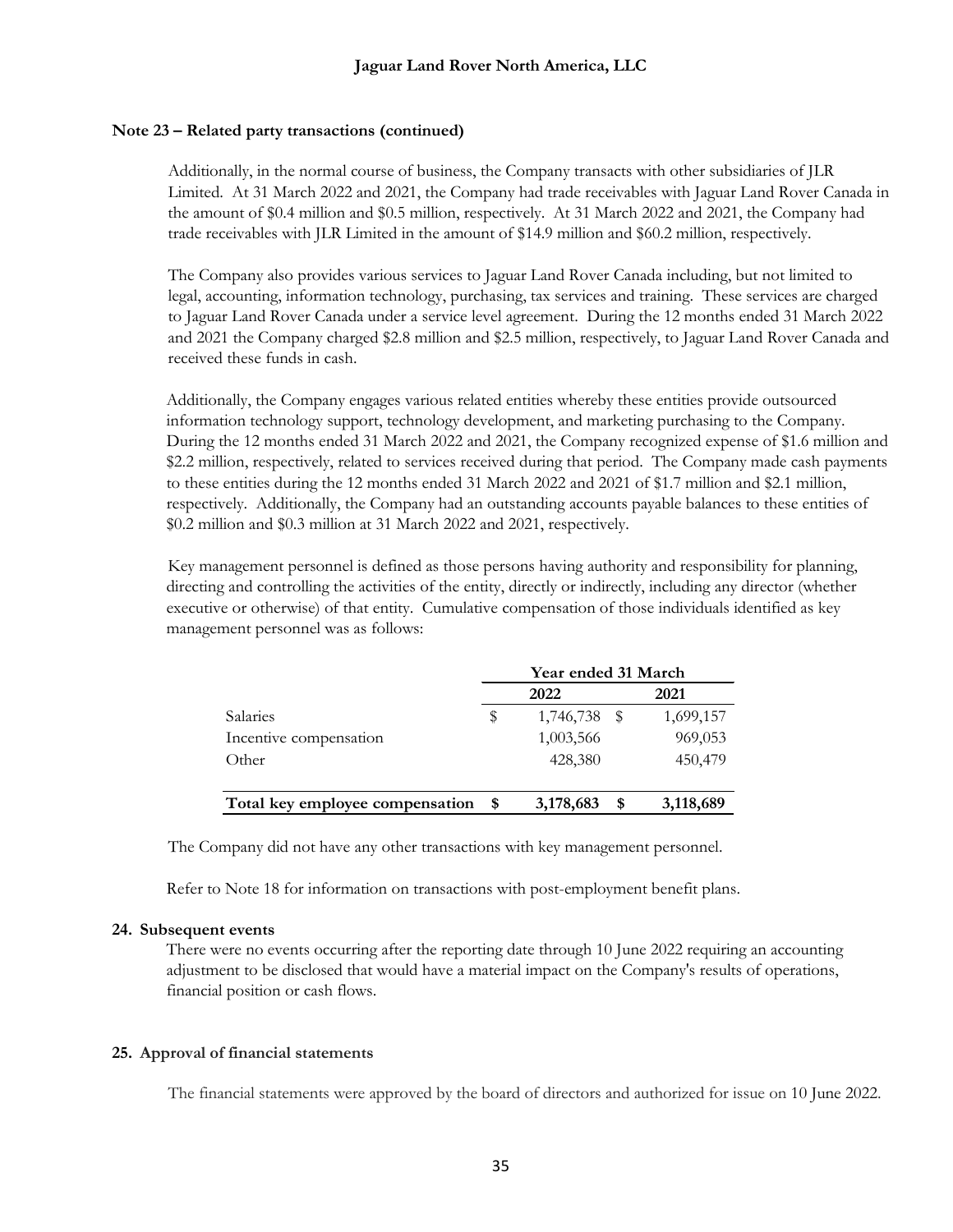## Note 23 – Related party transactions (continued)

Additionally, in the normal course of business, the Company transacts with other subsidiaries of JLR Limited. At 31 March 2022 and 2021, the Company had trade receivables with Jaguar Land Rover Canada in the amount of $0.4 million and $0.5 million, respectively. At 31 March 2022 and 2021, the Company had trade receivables with JLR Limited in the amount of $14.9 million and $60.2 million, respectively.

The Company also provides various services to Jaguar Land Rover Canada including, but not limited to legal, accounting, information technology, purchasing, tax services and training. These services are charged to Jaguar Land Rover Canada under a service level agreement. During the 12 months ended 31 March 2022 and 2021 the Company charged $2.8 million and $2.5 million, respectively, to Jaguar Land Rover Canada and received these funds in cash.

Additionally, the Company engages various related entities whereby these entities provide outsourced information technology support, technology development, and marketing purchasing to the Company. During the 12 months ended 31 March 2022 and 2021, the Company recognized expense of $1.6 million and $2.2 million, respectively, related to services received during that period. The Company made cash payments to these entities during the 12 months ended 31 March 2022 and 2021 of $1.7 million and $2.1 million, respectively. Additionally, the Company had an outstanding accounts payable balances to these entities of $0.2 million and $0.3 million at 31 March 2022 and 2021, respectively.

Key management personnel is defined as those persons having authority and responsibility for planning, directing and controlling the activities of the entity, directly or indirectly, including any director (whether executive or otherwise) of that entity. Cumulative compensation of those individuals identified as key management personnel was as follows:

| | Year ended 31 March | |
|---|---|---|
| | 2022 | 2021 |
| Salaries | $ 1,746,738 | $ 1,699,157 |
| Incentive compensation | 1,003,566 | 969,053 |
| Other | 428,380 | 450,479 |
| **Total key employee compensation** | **$ 3,178,683** | **$ 3,118,689** |

The Company did not have any other transactions with key management personnel.

Refer to Note 18 for information on transactions with post-employment benefit plans.

## 24. Subsequent events

There were no events occurring after the reporting date through 10 June 2022 requiring an accounting adjustment to be disclosed that would have a material impact on the Company's results of operations, financial position or cash flows.

## 25. Approval of financial statements

The financial statements were approved by the board of directors and authorized for issue on 10 June 2022.